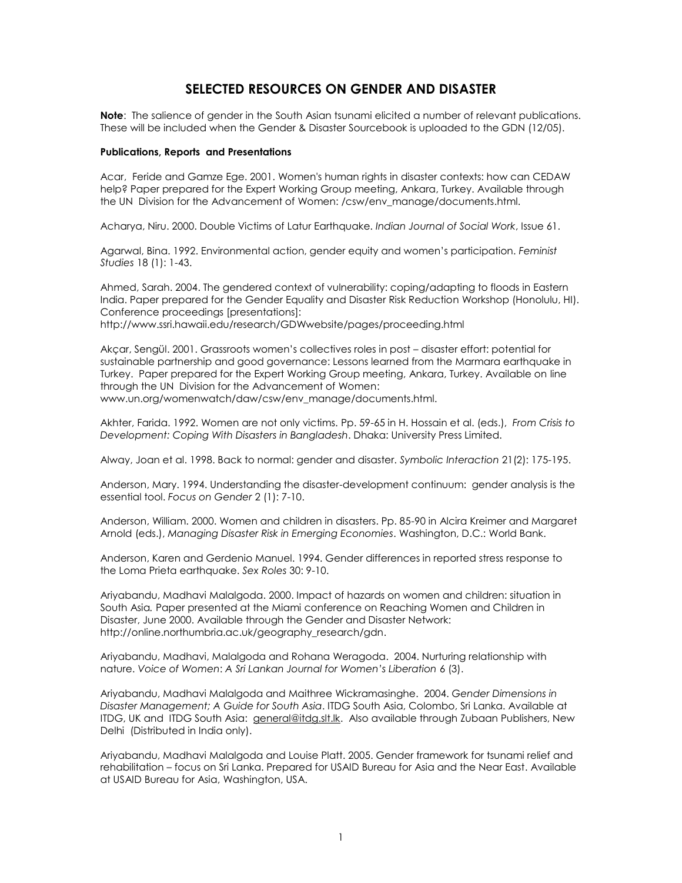# SELECTED RESOURCES ON GENDER AND DISASTER

**Note**: The salience of gender in the South Asian tsunami elicited a number of relevant publications. These will be included when the Gender & Disaster Sourcebook is uploaded to the GDN (12/05).

### Publications, Reports and Presentations

Acar, Feride and Gamze Ege. 2001. Women's human rights in disaster contexts: how can CEDAW help? Paper prepared for the Expert Working Group meeting, Ankara, Turkey. Available through the UN Division for the Advancement of Women: /csw/env_manage/documents.html.

Acharya, Niru. 2000. Double Victims of Latur Earthquake. *Indian Journal of Social Work*, Issue 61.

Agarwal, Bina. 1992. Environmental action, gender equity and women's participation. *Feminist Studies* 18 (1): 1-43.

Ahmed, Sarah. 2004. The gendered context of vulnerability: coping/adapting to floods in Eastern India. Paper prepared for the Gender Equality and Disaster Risk Reduction Workshop (Honolulu, HI). Conference proceedings [presentations]: http://www.ssri.hawaii.edu/research/GDWwebsite/pages/proceeding.html

Akçar, Sengül. 2001. Grassroots women's collectives roles in post – disaster effort: potential for sustainable partnership and good governance: Lessons learned from the Marmara earthquake in Turkey. Paper prepared for the Expert Working Group meeting, Ankara, Turkey. Available on line through the UN Division for the Advancement of Women: www.un.org/womenwatch/daw/csw/env_manage/documents.html.

Akhter, Farida. 1992. Women are not only victims. Pp. 59-65 in H. Hossain et al. (eds.), *From Crisis to Development: Coping With Disasters in Bangladesh*. Dhaka: University Press Limited.

Alway, Joan et al. 1998. Back to normal: gender and disaster. *Symbolic Interaction* 21(2): 175-195.

Anderson, Mary. 1994. Understanding the disaster-development continuum: gender analysis is the essential tool. *Focus on Gender* 2 (1): 7-10.

Anderson, William. 2000. Women and children in disasters. Pp. 85-90 in Alcira Kreimer and Margaret Arnold (eds.), *Managing Disaster Risk in Emerging Economies*. Washington, D.C.: World Bank.

Anderson, Karen and Gerdenio Manuel. 1994. Gender differences in reported stress response to the Loma Prieta earthquake. *Sex Roles* 30: 9-10.

Ariyabandu, Madhavi Malalgoda. 2000. Impact of hazards on women and children: situation in South Asia. Paper presented at the Miami conference on Reaching Women and Children in Disaster, June 2000. Available through the Gender and Disaster Network: http://online.northumbria.ac.uk/geography_research/gdn.

Ariyabandu, Madhavi, Malalgoda and Rohana Weragoda. 2004. Nurturing relationship with nature. *Voice of Women*: *A Sri Lankan Journal for Women's Liberation* 6 (3).

Ariyabandu, Madhavi Malalgoda and Maithree Wickramasinghe. 2004. *Gender Dimensions in Disaster Management; A Guide for South Asia*. ITDG South Asia, Colombo, Sri Lanka. Available at ITDG, UK and ITDG South Asia: general@itdg.slt.lk. Also available through Zubaan Publishers, New Delhi (Distributed in India only).

Ariyabandu, Madhavi Malalgoda and Louise Platt. 2005. Gender framework for tsunami relief and rehabilitation – focus on Sri Lanka. Prepared for USAID Bureau for Asia and the Near East. Available at USAID Bureau for Asia, Washington, USA.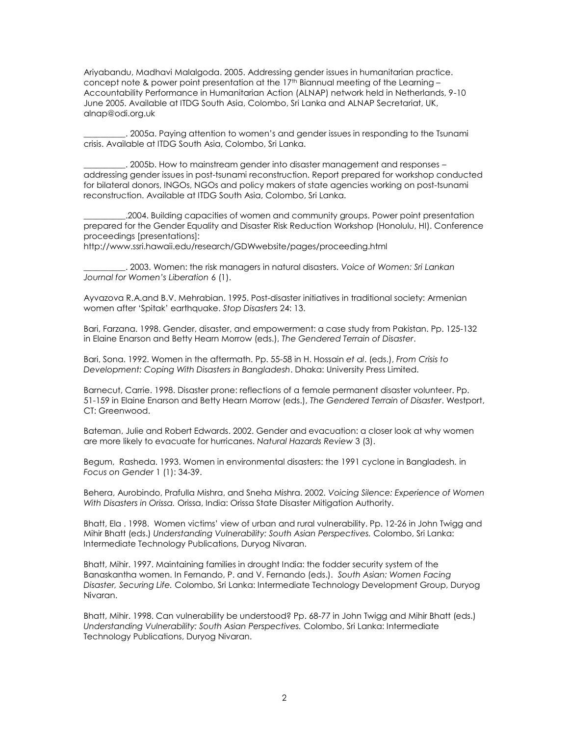Ariyabandu, Madhavi Malalgoda. 2005. Addressing gender issues in humanitarian practice. concept note & power point presentation at the 17th Biannual meeting of the Learning – Accountability Performance in Humanitarian Action (ALNAP) network held in Netherlands, 9-10 June 2005. Available at ITDG South Asia, Colombo, Sri Lanka and ALNAP Secretariat, UK, alnap@odi.org.uk

__________. 2005a. Paying attention to women's and gender issues in responding to the Tsunami crisis. Available at ITDG South Asia, Colombo, Sri Lanka.

__________. 2005b. How to mainstream gender into disaster management and responses – addressing gender issues in post-tsunami reconstruction. Report prepared for workshop conducted for bilateral donors, INGOs, NGOs and policy makers of state agencies working on post-tsunami reconstruction. Available at ITDG South Asia, Colombo, Sri Lanka.

__________.2004. Building capacities of women and community groups. Power point presentation prepared for the Gender Equality and Disaster Risk Reduction Workshop (Honolulu, HI). Conference proceedings [presentations]: http://www.ssri.hawaii.edu/research/GDWwebsite/pages/proceeding.html

__________. 2003. Women: the risk managers in natural disasters. *Voice of Women: Sri Lankan Journal for Women's Liberation* 6 (1).

Ayvazova R.A.and B.V. Mehrabian. 1995. Post-disaster initiatives in traditional society: Armenian women after 'Spitak' earthquake. *Stop Disasters* 24: 13.

Bari, Farzana. 1998. Gender, disaster, and empowerment: a case study from Pakistan. Pp. 125-132 in Elaine Enarson and Betty Hearn Morrow (eds.), *The Gendered Terrain of Disaster*.

Bari, Sona. 1992. Women in the aftermath. Pp. 55-58 in H. Hossain *et al*. (eds.), *From Crisis to Development: Coping With Disasters in Bangladesh*. Dhaka: University Press Limited.

Barnecut, Carrie. 1998. Disaster prone: reflections of a female permanent disaster volunteer. Pp. 51-159 in Elaine Enarson and Betty Hearn Morrow (eds.), *The Gendered Terrain of Disaster*. Westport, CT: Greenwood.

Bateman, Julie and Robert Edwards. 2002. Gender and evacuation: a closer look at why women are more likely to evacuate for hurricanes. *Natural Hazards Review* 3 (3).

Begum, Rasheda. 1993. Women in environmental disasters: the 1991 cyclone in Bangladesh. in *Focus on Gender* 1 (1): 34-39.

Behera, Aurobindo, Prafulla Mishra, and Sneha Mishra. 2002. *Voicing Silence: Experience of Women With Disasters in Orissa.* Orissa, India: Orissa State Disaster Mitigation Authority.

Bhatt, Ela . 1998. Women victims' view of urban and rural vulnerability. Pp. 12-26 in John Twigg and Mihir Bhatt (eds.) *Understanding Vulnerability: South Asian Perspectives.* Colombo, Sri Lanka: Intermediate Technology Publications, Duryog Nivaran.

Bhatt, Mihir. 1997. Maintaining families in drought India: the fodder security system of the Banaskantha women. In Fernando, P. and V. Fernando (eds.). *South Asian: Women Facing Disaster, Securing Life.* Colombo, Sri Lanka: Intermediate Technology Development Group, Duryog Nivaran.

Bhatt, Mihir. 1998. Can vulnerability be understood? Pp. 68-77 in John Twigg and Mihir Bhatt (eds.) *Understanding Vulnerability: South Asian Perspectives.* Colombo, Sri Lanka: Intermediate Technology Publications, Duryog Nivaran.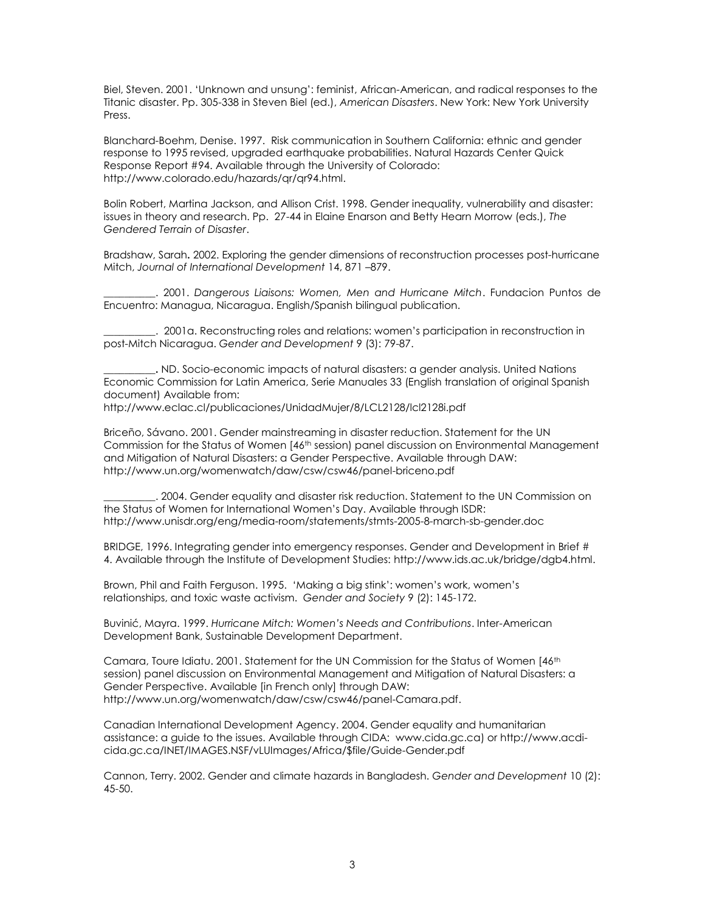Biel, Steven. 2001. 'Unknown and unsung': feminist, African-American, and radical responses to the Titanic disaster. Pp. 305-338 in Steven Biel (ed.), *American Disasters*. New York: New York University Press.

Blanchard-Boehm, Denise. 1997. Risk communication in Southern California: ethnic and gender response to 1995 revised, upgraded earthquake probabilities. Natural Hazards Center Quick Response Report #94. Available through the University of Colorado: http://www.colorado.edu/hazards/qr/qr94.html.

Bolin Robert, Martina Jackson, and Allison Crist. 1998. Gender inequality, vulnerability and disaster: issues in theory and research. Pp. 27-44 in Elaine Enarson and Betty Hearn Morrow (eds.), *The Gendered Terrain of Disaster*.

Bradshaw, Sarah**.** 2002. Exploring the gender dimensions of reconstruction processes post-hurricane Mitch, *Journal of International Development* 14, 871 –879.

__________. 2001. *Dangerous Liaisons: Women, Men and Hurricane Mitch*. Fundacion Puntos de Encuentro: Managua, Nicaragua. English/Spanish bilingual publication.

__________. 2001a. Reconstructing roles and relations: women's participation in reconstruction in post-Mitch Nicaragua. *Gender and Development* 9 (3): 79-87.

__________**.** ND. Socio-economic impacts of natural disasters: a gender analysis. United Nations Economic Commission for Latin America, Serie Manuales 33 (English translation of original Spanish document) Available from:
http://www.eclac.cl/publicaciones/UnidadMujer/8/LCL2128/lcl2128i.pdf

Briceño, Sávano. 2001. Gender mainstreaming in disaster reduction. Statement for the UN Commission for the Status of Women [46th session) panel discussion on Environmental Management and Mitigation of Natural Disasters: a Gender Perspective. Available through DAW: http://www.un.org/womenwatch/daw/csw/csw46/panel-briceno.pdf

__________. 2004. Gender equality and disaster risk reduction. Statement to the UN Commission on the Status of Women for International Women's Day. Available through ISDR: http://www.unisdr.org/eng/media-room/statements/stmts-2005-8-march-sb-gender.doc

BRIDGE, 1996. Integrating gender into emergency responses. Gender and Development in Brief # 4. Available through the Institute of Development Studies: http://www.ids.ac.uk/bridge/dgb4.html.

Brown, Phil and Faith Ferguson. 1995. 'Making a big stink': women's work, women's relationships, and toxic waste activism. *Gender and Society* 9 (2): 145-172.

Buvinić, Mayra. 1999. *Hurricane Mitch: Women's Needs and Contributions*. Inter-American Development Bank, Sustainable Development Department.

Camara, Toure Idiatu. 2001. Statement for the UN Commission for the Status of Women [46th session) panel discussion on Environmental Management and Mitigation of Natural Disasters: a Gender Perspective. Available [in French only] through DAW: http://www.un.org/womenwatch/daw/csw/csw46/panel-Camara.pdf.

Canadian International Development Agency. 2004. Gender equality and humanitarian assistance: a guide to the issues. Available through CIDA: www.cida.gc.ca) or http://www.acdi-cida.gc.ca/INET/IMAGES.NSF/vLUImages/Africa/$file/Guide-Gender.pdf

Cannon, Terry. 2002. Gender and climate hazards in Bangladesh. *Gender and Development* 10 (2): 45-50.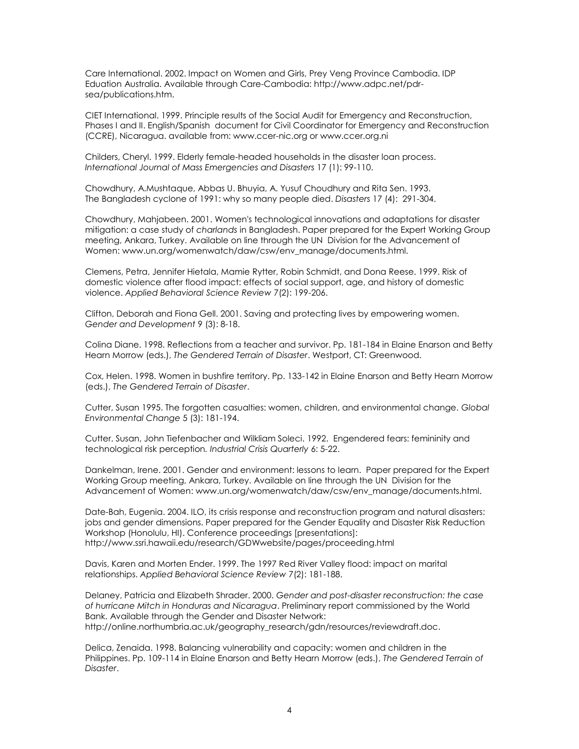Care International. 2002. Impact on Women and Girls, Prey Veng Province Cambodia. IDP Eduation Australia. Available through Care-Cambodia: http://www.adpc.net/pdr-sea/publications.htm.

CIET International. 1999. Principle results of the Social Audit for Emergency and Reconstruction, Phases I and II. English/Spanish document for Civil Coordinator for Emergency and Reconstruction (CCRE), Nicaragua. available from: www.ccer-nic.org or www.ccer.org.ni

Childers, Cheryl. 1999. Elderly female-headed households in the disaster loan process. *International Journal of Mass Emergencies and Disasters* 17 (1): 99-110.

Chowdhury, A.Mushtaque, Abbas U. Bhuyia, A. Yusuf Choudhury and Rita Sen. 1993. The Bangladesh cyclone of 1991: why so many people died. *Disasters* 17 (4): 291-304.

Chowdhury, Mahjabeen. 2001. Women's technological innovations and adaptations for disaster mitigation: a case study of *charlands* in Bangladesh. Paper prepared for the Expert Working Group meeting, Ankara, Turkey. Available on line through the UN Division for the Advancement of Women: www.un.org/womenwatch/daw/csw/env_manage/documents.html.

Clemens, Petra, Jennifer Hietala, Mamie Rytter, Robin Schmidt, and Dona Reese. 1999. Risk of domestic violence after flood impact: effects of social support, age, and history of domestic violence. *Applied Behavioral Science Review* 7(2): 199-206.

Clifton, Deborah and Fiona Gell. 2001. Saving and protecting lives by empowering women. *Gender and Development* 9 (3): 8-18.

Colina Diane. 1998. Reflections from a teacher and survivor. Pp. 181-184 in Elaine Enarson and Betty Hearn Morrow (eds.), *The Gendered Terrain of Disaster*. Westport, CT: Greenwood.

Cox, Helen. 1998. Women in bushfire territory. Pp. 133-142 in Elaine Enarson and Betty Hearn Morrow (eds.), *The Gendered Terrain of Disaster*.

Cutter, Susan 1995. The forgotten casualties: women, children, and environmental change. *Global Environmental Change* 5 (3): 181-194.

Cutter. Susan, John Tiefenbacher and Wilkliam Soleci. 1992. Engendered fears: femininity and technological risk perception. *Industrial Crisis Quarterly* 6: 5-22.

Dankelman, Irene. 2001. Gender and environment: lessons to learn. Paper prepared for the Expert Working Group meeting, Ankara, Turkey. Available on line through the UN Division for the Advancement of Women: www.un.org/womenwatch/daw/csw/env_manage/documents.html.

Date-Bah, Eugenia. 2004. ILO, its crisis response and reconstruction program and natural disasters: jobs and gender dimensions. Paper prepared for the Gender Equality and Disaster Risk Reduction Workshop (Honolulu, HI). Conference proceedings [presentations]: http://www.ssri.hawaii.edu/research/GDWwebsite/pages/proceeding.html

Davis, Karen and Morten Ender. 1999. The 1997 Red River Valley flood: impact on marital relationships. *Applied Behavioral Science Review* 7(2): 181-188.

Delaney, Patricia and Elizabeth Shrader. 2000. *Gender and post-disaster reconstruction: the case of hurricane Mitch in Honduras and Nicaragua*. Preliminary report commissioned by the World Bank. Available through the Gender and Disaster Network: http://online.northumbria.ac.uk/geography_research/gdn/resources/reviewdraft.doc.

Delica, Zenaida. 1998. Balancing vulnerability and capacity: women and children in the Philippines. Pp. 109-114 in Elaine Enarson and Betty Hearn Morrow (eds.), *The Gendered Terrain of Disaster*.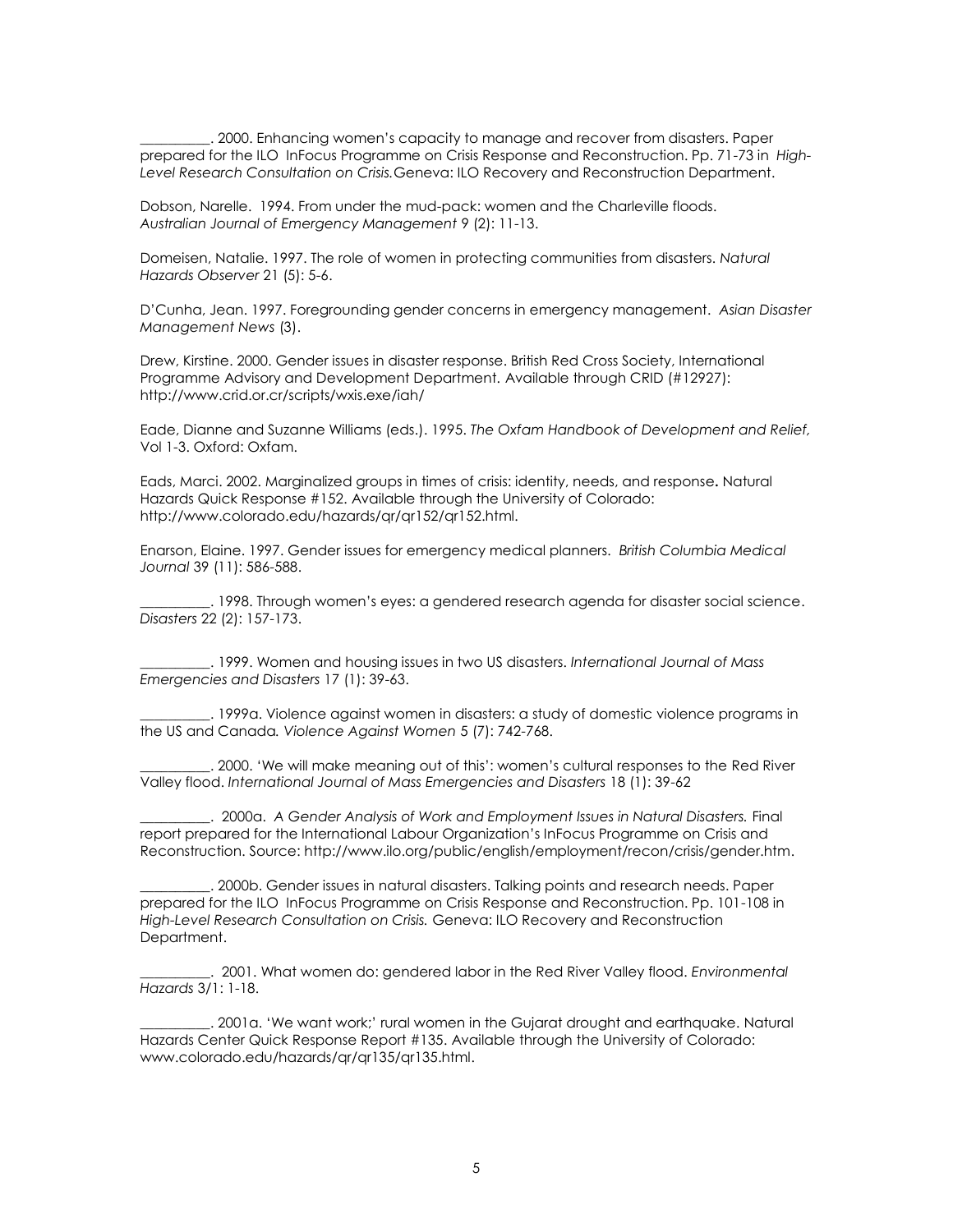__________. 2000. Enhancing women's capacity to manage and recover from disasters. Paper prepared for the ILO InFocus Programme on Crisis Response and Reconstruction. Pp. 71-73 in *High-Level Research Consultation on Crisis.* Geneva: ILO Recovery and Reconstruction Department.

Dobson, Narelle. 1994. From under the mud-pack: women and the Charleville floods. *Australian Journal of Emergency Management* 9 (2): 11-13.

Domeisen, Natalie. 1997. The role of women in protecting communities from disasters. *Natural Hazards Observer* 21 (5): 5-6.

D'Cunha, Jean. 1997. Foregrounding gender concerns in emergency management. *Asian Disaster Management News* (3).

Drew, Kirstine. 2000. Gender issues in disaster response. British Red Cross Society, International Programme Advisory and Development Department. Available through CRID (#12927): http://www.crid.or.cr/scripts/wxis.exe/iah/

Eade, Dianne and Suzanne Williams (eds.). 1995. *The Oxfam Handbook of Development and Relief,* Vol 1-3. Oxford: Oxfam.

Eads, Marci. 2002. Marginalized groups in times of crisis: identity, needs, and response**.** Natural Hazards Quick Response #152. Available through the University of Colorado: http://www.colorado.edu/hazards/qr/qr152/qr152.html.

Enarson, Elaine. 1997. Gender issues for emergency medical planners. *British Columbia Medical Journal* 39 (11): 586-588.

__________. 1998. Through women's eyes: a gendered research agenda for disaster social science. *Disasters* 22 (2): 157-173.

__________. 1999. Women and housing issues in two US disasters. *International Journal of Mass Emergencies and Disasters* 17 (1): 39-63.

__________. 1999a. Violence against women in disasters: a study of domestic violence programs in the US and Canada*. Violence Against Women* 5 (7): 742-768.

__________. 2000. 'We will make meaning out of this': women's cultural responses to the Red River Valley flood. *International Journal of Mass Emergencies and Disasters* 18 (1): 39-62

__________. 2000a. *A Gender Analysis of Work and Employment Issues in Natural Disasters.* Final report prepared for the International Labour Organization's InFocus Programme on Crisis and Reconstruction. Source: http://www.ilo.org/public/english/employment/recon/crisis/gender.htm.

__________. 2000b. Gender issues in natural disasters. Talking points and research needs. Paper prepared for the ILO InFocus Programme on Crisis Response and Reconstruction. Pp. 101-108 in *High-Level Research Consultation on Crisis.* Geneva: ILO Recovery and Reconstruction Department.

__________. 2001. What women do: gendered labor in the Red River Valley flood. *Environmental Hazards* 3/1: 1-18.

__________. 2001a. 'We want work;' rural women in the Gujarat drought and earthquake. Natural Hazards Center Quick Response Report #135. Available through the University of Colorado: www.colorado.edu/hazards/qr/qr135/qr135.html.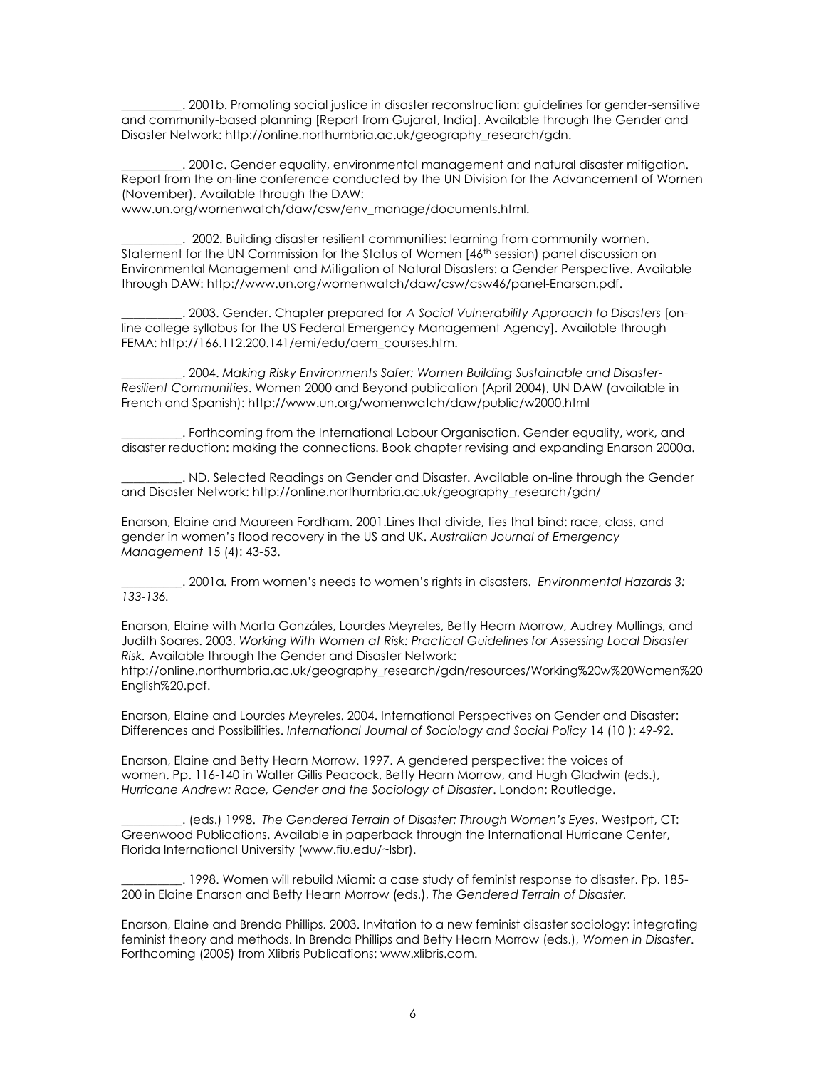__________. 2001b. Promoting social justice in disaster reconstruction: guidelines for gender-sensitive and community-based planning [Report from Gujarat, India]. Available through the Gender and Disaster Network: http://online.northumbria.ac.uk/geography_research/gdn.

__________. 2001c. Gender equality, environmental management and natural disaster mitigation. Report from the on-line conference conducted by the UN Division for the Advancement of Women (November). Available through the DAW: www.un.org/womenwatch/daw/csw/env_manage/documents.html.

__________. 2002. Building disaster resilient communities: learning from community women. Statement for the UN Commission for the Status of Women [46th session) panel discussion on Environmental Management and Mitigation of Natural Disasters: a Gender Perspective. Available through DAW: http://www.un.org/womenwatch/daw/csw/csw46/panel-Enarson.pdf.

__________. 2003. Gender. Chapter prepared for *A Social Vulnerability Approach to Disasters* [on-line college syllabus for the US Federal Emergency Management Agency]. Available through FEMA: http://166.112.200.141/emi/edu/aem_courses.htm.

__________. 2004. *Making Risky Environments Safer: Women Building Sustainable and Disaster-Resilient Communities*. Women 2000 and Beyond publication (April 2004), UN DAW (available in French and Spanish): http://www.un.org/womenwatch/daw/public/w2000.html

__________. Forthcoming from the International Labour Organisation. Gender equality, work, and disaster reduction: making the connections. Book chapter revising and expanding Enarson 2000a.

__________. ND. Selected Readings on Gender and Disaster. Available on-line through the Gender and Disaster Network: http://online.northumbria.ac.uk/geography_research/gdn/

Enarson, Elaine and Maureen Fordham. 2001.Lines that divide, ties that bind: race, class, and gender in women's flood recovery in the US and UK. *Australian Journal of Emergency Management* 15 (4): 43-53.

__________. 2001a*.* From women's needs to women's rights in disasters. *Environmental Hazards 3: 133-136.*

Enarson, Elaine with Marta Gonzáles, Lourdes Meyreles, Betty Hearn Morrow, Audrey Mullings, and Judith Soares. 2003. *Working With Women at Risk: Practical Guidelines for Assessing Local Disaster Risk.* Available through the Gender and Disaster Network: http://online.northumbria.ac.uk/geography_research/gdn/resources/Working%20w%20Women%20English%20.pdf.

Enarson, Elaine and Lourdes Meyreles. 2004. International Perspectives on Gender and Disaster: Differences and Possibilities. *International Journal of Sociology and Social Policy* 14 (10 ): 49-92.

Enarson, Elaine and Betty Hearn Morrow. 1997. A gendered perspective: the voices of women. Pp. 116-140 in Walter Gillis Peacock, Betty Hearn Morrow, and Hugh Gladwin (eds.), *Hurricane Andrew: Race, Gender and the Sociology of Disaster*. London: Routledge.

__________. (eds.) 1998. *The Gendered Terrain of Disaster: Through Women's Eyes*. Westport, CT: Greenwood Publications. Available in paperback through the International Hurricane Center, Florida International University (www.fiu.edu/~lsbr).

__________. 1998. Women will rebuild Miami: a case study of feminist response to disaster. Pp. 185-200 in Elaine Enarson and Betty Hearn Morrow (eds.), *The Gendered Terrain of Disaster.*

Enarson, Elaine and Brenda Phillips. 2003. Invitation to a new feminist disaster sociology: integrating feminist theory and methods. In Brenda Phillips and Betty Hearn Morrow (eds.), *Women in Disaster*. Forthcoming (2005) from Xlibris Publications: www.xlibris.com.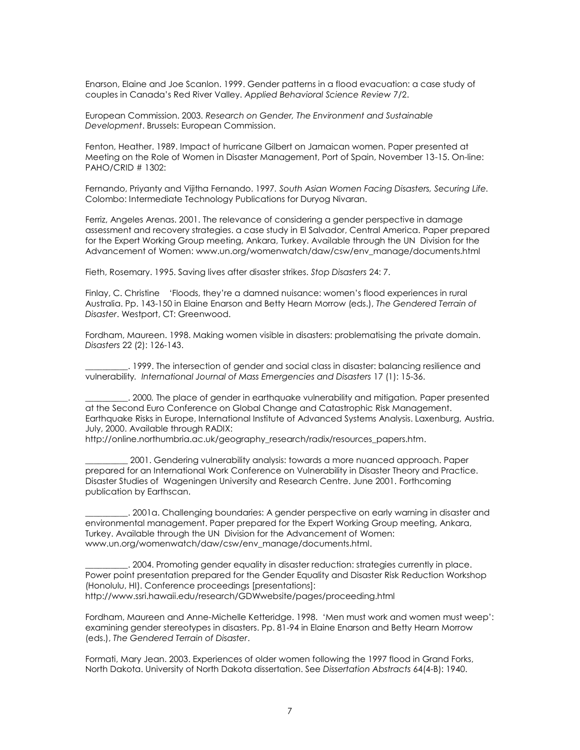Enarson, Elaine and Joe Scanlon. 1999. Gender patterns in a flood evacuation: a case study of couples in Canada's Red River Valley. *Applied Behavioral Science Review* 7/2.

European Commission. 2003. *Research on Gender, The Environment and Sustainable Development*. Brussels: European Commission.

Fenton, Heather. 1989. Impact of hurricane Gilbert on Jamaican women. Paper presented at Meeting on the Role of Women in Disaster Management, Port of Spain, November 13-15. On-line: PAHO/CRID # 1302:

Fernando, Priyanty and Vijitha Fernando. 1997. *South Asian Women Facing Disasters, Securing Life*. Colombo: Intermediate Technology Publications for Duryog Nivaran.

Ferriz, Angeles Arenas. 2001. The relevance of considering a gender perspective in damage assessment and recovery strategies. a case study in El Salvador, Central America. Paper prepared for the Expert Working Group meeting, Ankara, Turkey. Available through the UN Division for the Advancement of Women: www.un.org/womenwatch/daw/csw/env_manage/documents.html

Fieth, Rosemary. 1995. Saving lives after disaster strikes. *Stop Disasters* 24: 7.

Finlay, C. Christine 'Floods, they're a damned nuisance: women's flood experiences in rural Australia. Pp. 143-150 in Elaine Enarson and Betty Hearn Morrow (eds.), *The Gendered Terrain of Disaster*. Westport, CT: Greenwood.

Fordham, Maureen. 1998. Making women visible in disasters: problematising the private domain. *Disasters* 22 (2): 126-143.

__________. 1999. The intersection of gender and social class in disaster: balancing resilience and vulnerability. *International Journal of Mass Emergencies and Disasters* 17 (1): 15-36.

__________. 2000. The place of gender in earthquake vulnerability and mitigation. Paper presented at the Second Euro Conference on Global Change and Catastrophic Risk Management. Earthquake Risks in Europe, International Institute of Advanced Systems Analysis. Laxenburg, Austria. July, 2000. Available through RADIX: http://online.northumbria.ac.uk/geography_research/radix/resources_papers.htm.

__________ 2001. Gendering vulnerability analysis: towards a more nuanced approach. Paper prepared for an International Work Conference on Vulnerability in Disaster Theory and Practice. Disaster Studies of Wageningen University and Research Centre. June 2001. Forthcoming publication by Earthscan.

__________. 2001a. Challenging boundaries: A gender perspective on early warning in disaster and environmental management. Paper prepared for the Expert Working Group meeting, Ankara, Turkey. Available through the UN Division for the Advancement of Women: www.un.org/womenwatch/daw/csw/env_manage/documents.html.

__________. 2004. Promoting gender equality in disaster reduction: strategies currently in place. Power point presentation prepared for the Gender Equality and Disaster Risk Reduction Workshop (Honolulu, HI). Conference proceedings [presentations]: http://www.ssri.hawaii.edu/research/GDWwebsite/pages/proceeding.html

Fordham, Maureen and Anne-Michelle Ketteridge. 1998. 'Men must work and women must weep': examining gender stereotypes in disasters. Pp. 81-94 in Elaine Enarson and Betty Hearn Morrow (eds.), *The Gendered Terrain of Disaster*.

Formati, Mary Jean. 2003. Experiences of older women following the 1997 flood in Grand Forks, North Dakota. University of North Dakota dissertation. See *Dissertation Abstracts* 64(4-B): 1940.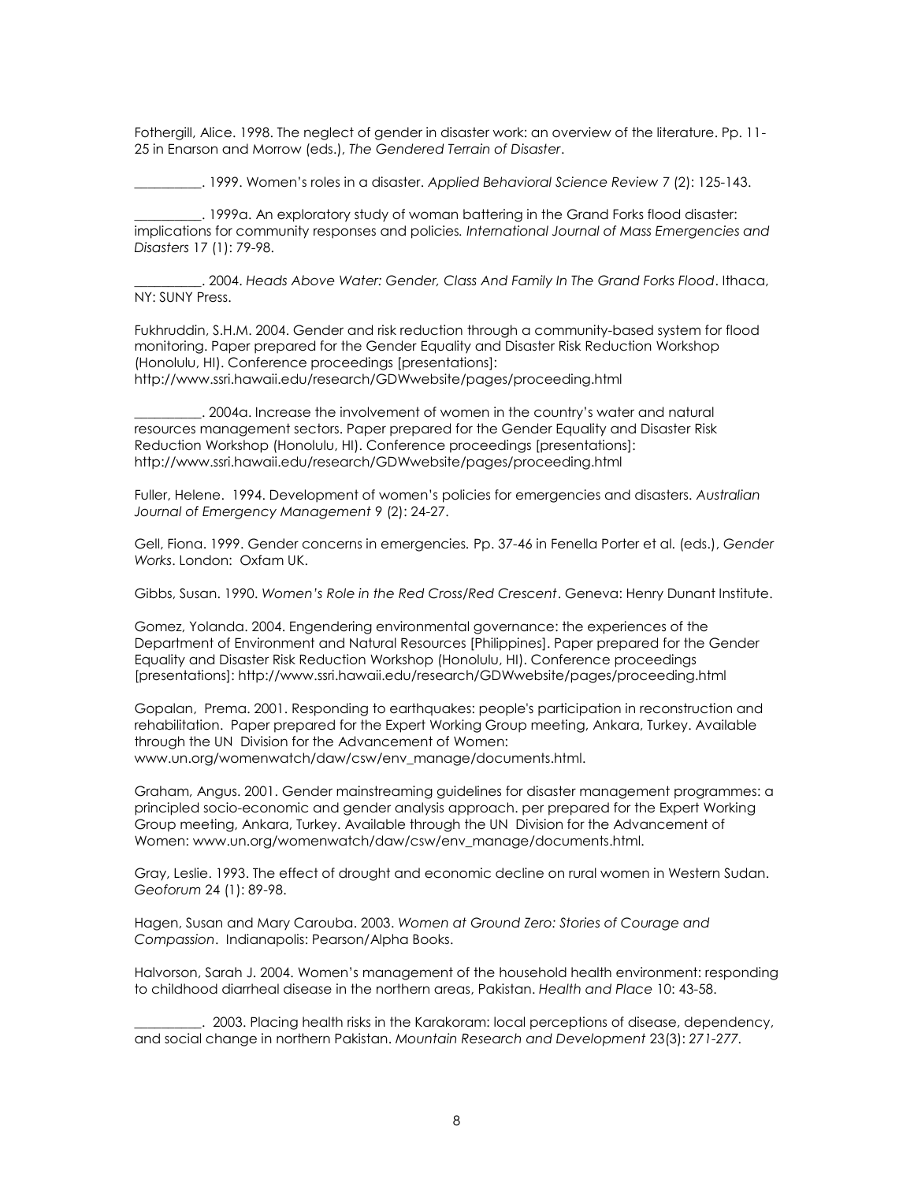Fothergill, Alice. 1998. The neglect of gender in disaster work: an overview of the literature. Pp. 11-25 in Enarson and Morrow (eds.), *The Gendered Terrain of Disaster*.

__________. 1999. Women's roles in a disaster. *Applied Behavioral Science Review* 7 (2): 125-143.

__________. 1999a. An exploratory study of woman battering in the Grand Forks flood disaster: implications for community responses and policies. *International Journal of Mass Emergencies and Disasters* 17 (1): 79-98.

__________. 2004. *Heads Above Water: Gender, Class And Family In The Grand Forks Flood*. Ithaca, NY: SUNY Press.

Fukhruddin, S.H.M. 2004. Gender and risk reduction through a community-based system for flood monitoring. Paper prepared for the Gender Equality and Disaster Risk Reduction Workshop (Honolulu, HI). Conference proceedings [presentations]: http://www.ssri.hawaii.edu/research/GDWwebsite/pages/proceeding.html

__________. 2004a. Increase the involvement of women in the country's water and natural resources management sectors. Paper prepared for the Gender Equality and Disaster Risk Reduction Workshop (Honolulu, HI). Conference proceedings [presentations]: http://www.ssri.hawaii.edu/research/GDWwebsite/pages/proceeding.html

Fuller, Helene. 1994. Development of women's policies for emergencies and disasters. *Australian Journal of Emergency Management* 9 (2): 24-27.

Gell, Fiona. 1999. Gender concerns in emergencies. Pp. 37-46 in Fenella Porter et al. (eds.), *Gender Works*. London: Oxfam UK.

Gibbs, Susan. 1990. *Women's Role in the Red Cross/Red Crescent*. Geneva: Henry Dunant Institute.

Gomez, Yolanda. 2004. Engendering environmental governance: the experiences of the Department of Environment and Natural Resources [Philippines]. Paper prepared for the Gender Equality and Disaster Risk Reduction Workshop (Honolulu, HI). Conference proceedings [presentations]: http://www.ssri.hawaii.edu/research/GDWwebsite/pages/proceeding.html

Gopalan, Prema. 2001. Responding to earthquakes: people's participation in reconstruction and rehabilitation. Paper prepared for the Expert Working Group meeting, Ankara, Turkey. Available through the UN Division for the Advancement of Women: www.un.org/womenwatch/daw/csw/env_manage/documents.html.

Graham, Angus. 2001. Gender mainstreaming guidelines for disaster management programmes: a principled socio-economic and gender analysis approach. per prepared for the Expert Working Group meeting, Ankara, Turkey. Available through the UN Division for the Advancement of Women: www.un.org/womenwatch/daw/csw/env_manage/documents.html.

Gray, Leslie. 1993. The effect of drought and economic decline on rural women in Western Sudan. *Geoforum* 24 (1): 89-98.

Hagen, Susan and Mary Carouba. 2003. *Women at Ground Zero: Stories of Courage and Compassion*. Indianapolis: Pearson/Alpha Books.

Halvorson, Sarah J. 2004. Women's management of the household health environment: responding to childhood diarrheal disease in the northern areas, Pakistan. *Health and Place* 10: 43-58.

__________. 2003. Placing health risks in the Karakoram: local perceptions of disease, dependency, and social change in northern Pakistan. *Mountain Research and Development* 23(3): *271-277.*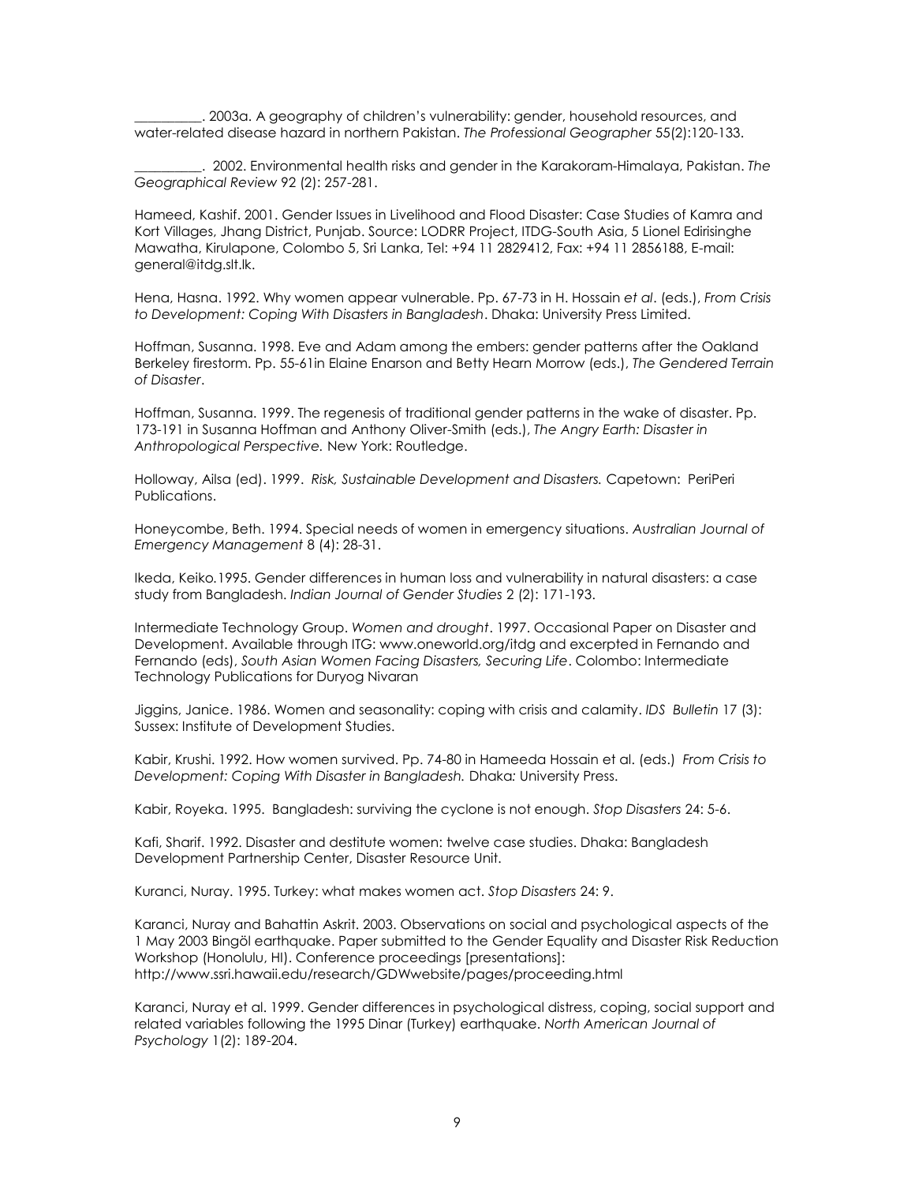__________. 2003a. A geography of children's vulnerability: gender, household resources, and water-related disease hazard in northern Pakistan. *The Professional Geographer* 55(2):120-133.

__________. 2002. Environmental health risks and gender in the Karakoram-Himalaya, Pakistan. *The Geographical Review* 92 (2): 257-281.

Hameed, Kashif. 2001. Gender Issues in Livelihood and Flood Disaster: Case Studies of Kamra and Kort Villages, Jhang District, Punjab. Source: LODRR Project, ITDG-South Asia, 5 Lionel Edirisinghe Mawatha, Kirulapone, Colombo 5, Sri Lanka, Tel: +94 11 2829412, Fax: +94 11 2856188, E-mail: general@itdg.slt.lk.

Hena, Hasna. 1992. Why women appear vulnerable. Pp. 67-73 in H. Hossain *et al*. (eds.), *From Crisis to Development: Coping With Disasters in Bangladesh*. Dhaka: University Press Limited.

Hoffman, Susanna. 1998. Eve and Adam among the embers: gender patterns after the Oakland Berkeley firestorm. Pp. 55-61in Elaine Enarson and Betty Hearn Morrow (eds.), *The Gendered Terrain of Disaster*.

Hoffman, Susanna. 1999. The regenesis of traditional gender patterns in the wake of disaster. Pp. 173-191 in Susanna Hoffman and Anthony Oliver-Smith (eds.), *The Angry Earth: Disaster in Anthropological Perspective.* New York: Routledge.

Holloway, Ailsa (ed). 1999. *Risk, Sustainable Development and Disasters.* Capetown: PeriPeri Publications.

Honeycombe, Beth. 1994. Special needs of women in emergency situations. *Australian Journal of Emergency Management* 8 (4): 28-31.

Ikeda, Keiko.1995. Gender differences in human loss and vulnerability in natural disasters: a case study from Bangladesh. *Indian Journal of Gender Studies* 2 (2): 171-193.

Intermediate Technology Group. *Women and drought*. 1997. Occasional Paper on Disaster and Development. Available through ITG: www.oneworld.org/itdg and excerpted in Fernando and Fernando (eds), *South Asian Women Facing Disasters, Securing Life*. Colombo: Intermediate Technology Publications for Duryog Nivaran

Jiggins, Janice. 1986. Women and seasonality: coping with crisis and calamity. *IDS Bulletin* 17 (3): Sussex: Institute of Development Studies.

Kabir, Krushi. 1992. How women survived. Pp. 74-80 in Hameeda Hossain et al. (eds.) *From Crisis to Development: Coping With Disaster in Bangladesh.* Dhaka: University Press.

Kabir, Royeka. 1995. Bangladesh: surviving the cyclone is not enough. *Stop Disasters* 24: 5-6.

Kafi, Sharif. 1992. Disaster and destitute women: twelve case studies. Dhaka: Bangladesh Development Partnership Center, Disaster Resource Unit.

Kuranci, Nuray. 1995. Turkey: what makes women act. *Stop Disasters* 24: 9.

Karanci, Nuray and Bahattin Askrit. 2003. Observations on social and psychological aspects of the 1 May 2003 Bingöl earthquake. Paper submitted to the Gender Equality and Disaster Risk Reduction Workshop (Honolulu, HI). Conference proceedings [presentations]: http://www.ssri.hawaii.edu/research/GDWwebsite/pages/proceeding.html

Karanci, Nuray et al. 1999. Gender differences in psychological distress, coping, social support and related variables following the 1995 Dinar (Turkey) earthquake. *North American Journal of Psychology* 1(2): 189-204.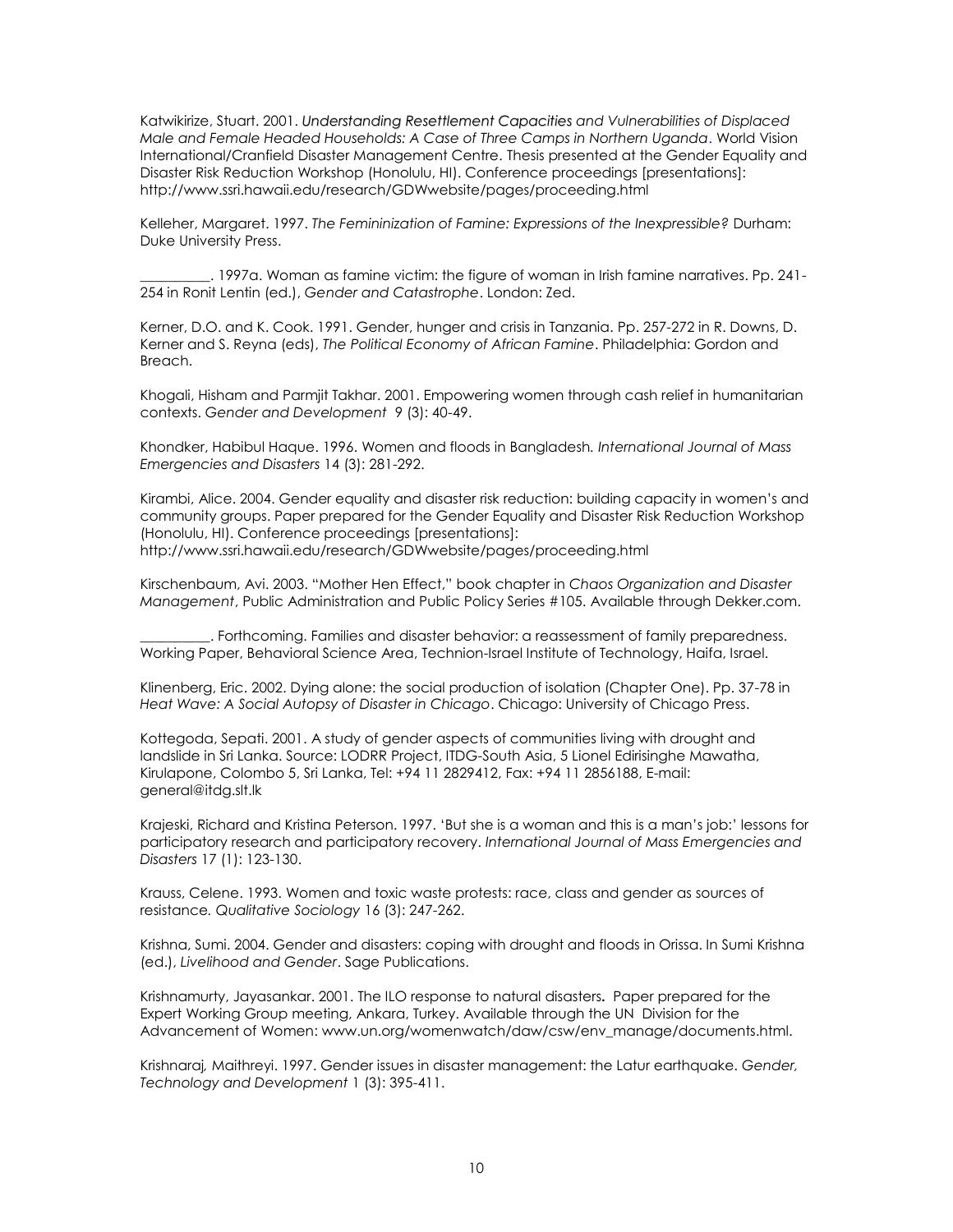Katwikirize, Stuart. 2001. *Understanding Resettlement Capacities and Vulnerabilities of Displaced Male and Female Headed Households: A Case of Three Camps in Northern Uganda*. World Vision International/Cranfield Disaster Management Centre. Thesis presented at the Gender Equality and Disaster Risk Reduction Workshop (Honolulu, HI). Conference proceedings [presentations]: http://www.ssri.hawaii.edu/research/GDWwebsite/pages/proceeding.html

Kelleher, Margaret. 1997. *The Femininization of Famine: Expressions of the Inexpressible?* Durham: Duke University Press.

__________. 1997a. Woman as famine victim: the figure of woman in Irish famine narratives. Pp. 241-254 in Ronit Lentin (ed.), *Gender and Catastrophe*. London: Zed.

Kerner, D.O. and K. Cook. 1991. Gender, hunger and crisis in Tanzania. Pp. 257-272 in R. Downs, D. Kerner and S. Reyna (eds), *The Political Economy of African Famine*. Philadelphia: Gordon and Breach.

Khogali, Hisham and Parmjit Takhar. 2001. Empowering women through cash relief in humanitarian contexts. *Gender and Development* 9 (3): 40-49.

Khondker, Habibul Haque. 1996. Women and floods in Bangladesh. *International Journal of Mass Emergencies and Disasters* 14 (3): 281-292.

Kirambi, Alice. 2004. Gender equality and disaster risk reduction: building capacity in women's and community groups. Paper prepared for the Gender Equality and Disaster Risk Reduction Workshop (Honolulu, HI). Conference proceedings [presentations]: http://www.ssri.hawaii.edu/research/GDWwebsite/pages/proceeding.html

Kirschenbaum, Avi. 2003. "Mother Hen Effect," book chapter in *Chaos Organization and Disaster Management*, Public Administration and Public Policy Series #105. Available through Dekker.com.

__________. Forthcoming. Families and disaster behavior: a reassessment of family preparedness. Working Paper, Behavioral Science Area, Technion-Israel Institute of Technology, Haifa, Israel.

Klinenberg, Eric. 2002. Dying alone: the social production of isolation (Chapter One). Pp. 37-78 in *Heat Wave: A Social Autopsy of Disaster in Chicago*. Chicago: University of Chicago Press.

Kottegoda, Sepati. 2001. A study of gender aspects of communities living with drought and landslide in Sri Lanka. Source: LODRR Project, ITDG-South Asia, 5 Lionel Edirisinghe Mawatha, Kirulapone, Colombo 5, Sri Lanka, Tel: +94 11 2829412, Fax: +94 11 2856188, E-mail: general@itdg.slt.lk

Krajeski, Richard and Kristina Peterson. 1997. 'But she is a woman and this is a man's job:' lessons for participatory research and participatory recovery. *International Journal of Mass Emergencies and Disasters* 17 (1): 123-130.

Krauss, Celene. 1993. Women and toxic waste protests: race, class and gender as sources of resistance. *Qualitative Sociology* 16 (3): 247-262.

Krishna, Sumi. 2004. Gender and disasters: coping with drought and floods in Orissa. In Sumi Krishna (ed.), *Livelihood and Gender*. Sage Publications.

Krishnamurty, Jayasankar. 2001. The ILO response to natural disasters**.** Paper prepared for the Expert Working Group meeting, Ankara, Turkey. Available through the UN Division for the Advancement of Women: www.un.org/womenwatch/daw/csw/env_manage/documents.html.

Krishnaraj, Maithreyi. 1997. Gender issues in disaster management: the Latur earthquake. *Gender, Technology and Development* 1 (3): 395-411.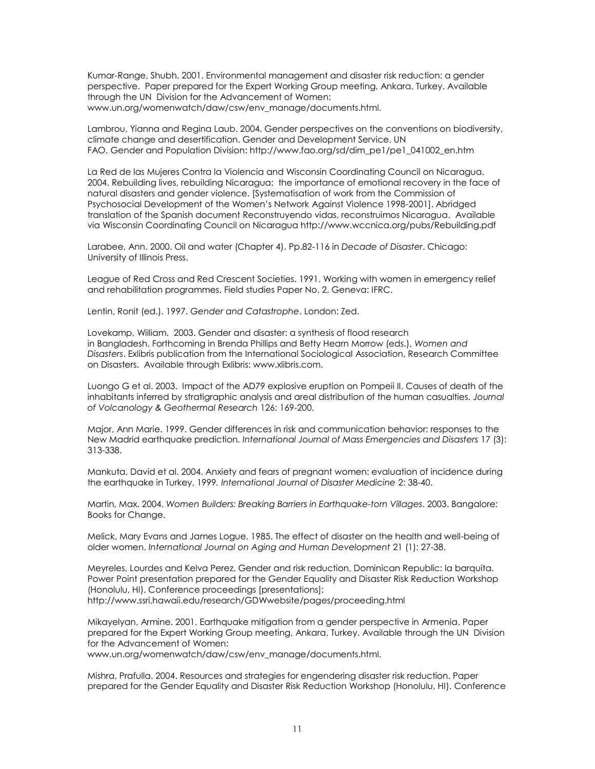Kumar-Range, Shubh. 2001. Environmental management and disaster risk reduction: a gender perspective. Paper prepared for the Expert Working Group meeting, Ankara, Turkey. Available through the UN Division for the Advancement of Women: www.un.org/womenwatch/daw/csw/env_manage/documents.html.

Lambrou, Yianna and Regina Laub. 2004. Gender perspectives on the conventions on biodiversity, climate change and desertification. Gender and Development Service. UN FAO, Gender and Population Division: http://www.fao.org/sd/dim_pe1/pe1_041002_en.htm

La Red de las Mujeres Contra la Violencia and Wisconsin Coordinating Council on Nicaragua. 2004. Rebuilding lives, rebuilding Nicaragua: the importance of emotional recovery in the face of natural disasters and gender violence. [Systematisation of work from the Commission of Psychosocial Development of the Women's Network Against Violence 1998-2001]. Abridged translation of the Spanish document Reconstruyendo vidas, reconstruimos Nicaragua. Available via Wisconsin Coordinating Council on Nicaragua http://www.wccnica.org/pubs/Rebuilding.pdf

Larabee, Ann. 2000. Oil and water (Chapter 4). Pp.82-116 in *Decade of Disaster*. Chicago: University of Illinois Press.

League of Red Cross and Red Crescent Societies. 1991. Working with women in emergency relief and rehabilitation programmes. Field studies Paper No. 2. Geneva: IFRC.

Lentin, Ronit (ed.). 1997. *Gender and Catastrophe*. London: Zed.

Lovekamp, William. 2003. Gender and disaster: a synthesis of flood research in Bangladesh. Forthcoming in Brenda Phillips and Betty Hearn Morrow (eds.), *Women and Disasters*. Exlibris publication from the International Sociological Association, Research Committee on Disasters. Available through Exlibris: www.xlibris.com.

Luongo G et al. 2003. Impact of the AD79 explosive eruption on Pompeii II. Causes of death of the inhabitants inferred by stratigraphic analysis and areal distribution of the human casualties. *Journal of Volcanology & Geothermal Research* 126: 169-200.

Major, Ann Marie. 1999. Gender differences in risk and communication behavior: responses to the New Madrid earthquake prediction. *International Journal of Mass Emergencies and Disasters* 17 (3): 313-338.

Mankuta, David et al. 2004. Anxiety and fears of pregnant women: evaluation of incidence during the earthquake in Turkey, 1999. *International Journal of Disaster Medicine* 2: 38-40.

Martin, Max. 2004. *Women Builders: Breaking Barriers in Earthquake-torn Villages*. 2003. Bangalore: Books for Change.

Melick, Mary Evans and James Logue. 1985. The effect of disaster on the health and well-being of older women. *International Journal on Aging and Human Development* 21 (1): 27-38.

Meyreles, Lourdes and Kelva Perez. Gender and risk reduction, Dominican Republic: la barquita. Power Point presentation prepared for the Gender Equality and Disaster Risk Reduction Workshop (Honolulu, HI). Conference proceedings [presentations]: http://www.ssri.hawaii.edu/research/GDWwebsite/pages/proceeding.html

Mikayelyan, Armine. 2001. Earthquake mitigation from a gender perspective in Armenia. Paper prepared for the Expert Working Group meeting, Ankara, Turkey. Available through the UN Division for the Advancement of Women: www.un.org/womenwatch/daw/csw/env_manage/documents.html.

Mishra, Prafulla. 2004. Resources and strategies for engendering disaster risk reduction. Paper prepared for the Gender Equality and Disaster Risk Reduction Workshop (Honolulu, HI). Conference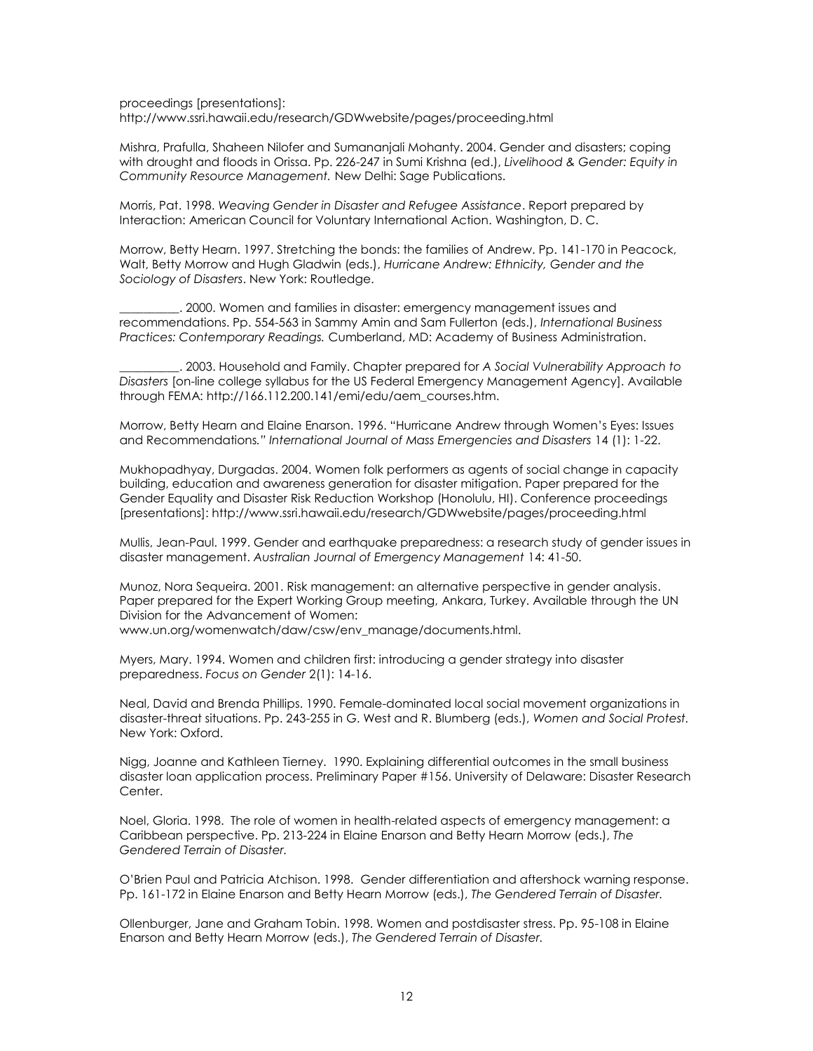proceedings [presentations]:
http://www.ssri.hawaii.edu/research/GDWwebsite/pages/proceeding.html

Mishra, Prafulla, Shaheen Nilofer and Sumananjali Mohanty. 2004. Gender and disasters; coping with drought and floods in Orissa. Pp. 226-247 in Sumi Krishna (ed.), *Livelihood & Gender: Equity in Community Resource Management.* New Delhi: Sage Publications.

Morris, Pat. 1998. *Weaving Gender in Disaster and Refugee Assistance*. Report prepared by Interaction: American Council for Voluntary International Action. Washington, D. C.

Morrow, Betty Hearn. 1997. Stretching the bonds: the families of Andrew. Pp. 141-170 in Peacock, Walt, Betty Morrow and Hugh Gladwin (eds.), *Hurricane Andrew: Ethnicity, Gender and the Sociology of Disasters*. New York: Routledge.

__________. 2000. Women and families in disaster: emergency management issues and recommendations. Pp. 554-563 in Sammy Amin and Sam Fullerton (eds.), *International Business Practices: Contemporary Readings.* Cumberland, MD: Academy of Business Administration.

__________. 2003. Household and Family. Chapter prepared for *A Social Vulnerability Approach to Disasters* [on-line college syllabus for the US Federal Emergency Management Agency]. Available through FEMA: http://166.112.200.141/emi/edu/aem_courses.htm.

Morrow, Betty Hearn and Elaine Enarson. 1996. "Hurricane Andrew through Women's Eyes: Issues and Recommendations." *International Journal of Mass Emergencies and Disasters* 14 (1): 1-22.

Mukhopadhyay, Durgadas. 2004. Women folk performers as agents of social change in capacity building, education and awareness generation for disaster mitigation. Paper prepared for the Gender Equality and Disaster Risk Reduction Workshop (Honolulu, HI). Conference proceedings [presentations]: http://www.ssri.hawaii.edu/research/GDWwebsite/pages/proceeding.html

Mullis, Jean-Paul. 1999. Gender and earthquake preparedness: a research study of gender issues in disaster management. *Australian Journal of Emergency Management* 14: 41-50.

Munoz, Nora Sequeira. 2001. Risk management: an alternative perspective in gender analysis. Paper prepared for the Expert Working Group meeting, Ankara, Turkey. Available through the UN Division for the Advancement of Women:
www.un.org/womenwatch/daw/csw/env_manage/documents.html.

Myers, Mary. 1994. Women and children first: introducing a gender strategy into disaster preparedness. *Focus on Gender* 2(1): 14-16.

Neal, David and Brenda Phillips. 1990. Female-dominated local social movement organizations in disaster-threat situations. Pp. 243-255 in G. West and R. Blumberg (eds.), *Women and Social Protest.* New York: Oxford.

Nigg, Joanne and Kathleen Tierney. 1990. Explaining differential outcomes in the small business disaster loan application process. Preliminary Paper #156. University of Delaware: Disaster Research Center.

Noel, Gloria. 1998. The role of women in health-related aspects of emergency management: a Caribbean perspective. Pp. 213-224 in Elaine Enarson and Betty Hearn Morrow (eds.), *The Gendered Terrain of Disaster.*

O'Brien Paul and Patricia Atchison. 1998. Gender differentiation and aftershock warning response. Pp. 161-172 in Elaine Enarson and Betty Hearn Morrow (eds.), *The Gendered Terrain of Disaster.*

Ollenburger, Jane and Graham Tobin. 1998. Women and postdisaster stress. Pp. 95-108 in Elaine Enarson and Betty Hearn Morrow (eds.), *The Gendered Terrain of Disaster.*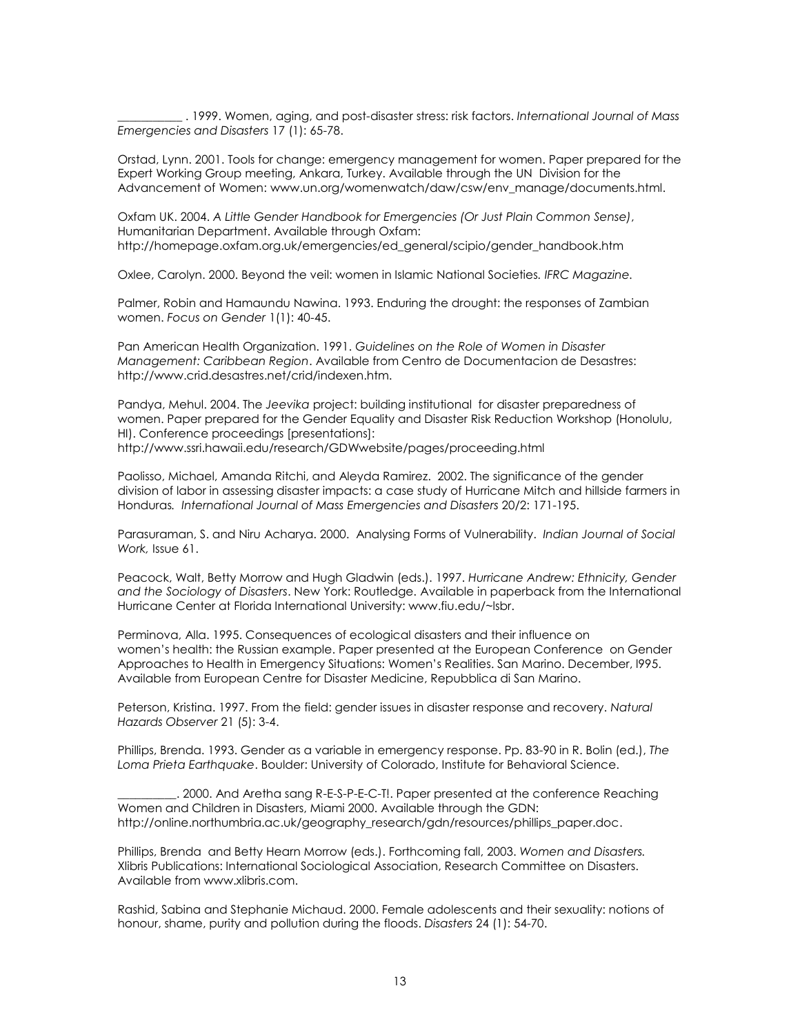___________ . 1999. Women, aging, and post-disaster stress: risk factors. *International Journal of Mass Emergencies and Disasters* 17 (1): 65-78.

Orstad, Lynn. 2001. Tools for change: emergency management for women. Paper prepared for the Expert Working Group meeting, Ankara, Turkey. Available through the UN Division for the Advancement of Women: www.un.org/womenwatch/daw/csw/env_manage/documents.html.

Oxfam UK. 2004. *A Little Gender Handbook for Emergencies (Or Just Plain Common Sense)*, Humanitarian Department. Available through Oxfam: http://homepage.oxfam.org.uk/emergencies/ed_general/scipio/gender_handbook.htm

Oxlee, Carolyn. 2000. Beyond the veil: women in Islamic National Societies. *IFRC Magazine*.

Palmer, Robin and Hamaundu Nawina. 1993. Enduring the drought: the responses of Zambian women. *Focus on Gender* 1(1): 40-45.

Pan American Health Organization. 1991. *Guidelines on the Role of Women in Disaster Management: Caribbean Region*. Available from Centro de Documentacion de Desastres: http://www.crid.desastres.net/crid/indexen.htm.

Pandya, Mehul. 2004. The *Jeevika* project: building institutional for disaster preparedness of women. Paper prepared for the Gender Equality and Disaster Risk Reduction Workshop (Honolulu, HI). Conference proceedings [presentations]: http://www.ssri.hawaii.edu/research/GDWwebsite/pages/proceeding.html

Paolisso, Michael, Amanda Ritchi, and Aleyda Ramirez. 2002. The significance of the gender division of labor in assessing disaster impacts: a case study of Hurricane Mitch and hillside farmers in Honduras*. International Journal of Mass Emergencies and Disasters* 20/2: 171-195.

Parasuraman, S. and Niru Acharya. 2000. Analysing Forms of Vulnerability. *Indian Journal of Social Work,* Issue 61.

Peacock, Walt, Betty Morrow and Hugh Gladwin (eds.). 1997. *Hurricane Andrew: Ethnicity, Gender and the Sociology of Disasters*. New York: Routledge. Available in paperback from the International Hurricane Center at Florida International University: www.fiu.edu/~lsbr.

Perminova, Alla. 1995. Consequences of ecological disasters and their influence on women's health: the Russian example. Paper presented at the European Conference on Gender Approaches to Health in Emergency Situations: Women's Realities. San Marino. December, l995. Available from European Centre for Disaster Medicine, Repubblica di San Marino.

Peterson, Kristina. 1997. From the field: gender issues in disaster response and recovery. *Natural Hazards Observer* 21 (5): 3-4.

Phillips, Brenda. 1993. Gender as a variable in emergency response. Pp. 83-90 in R. Bolin (ed.), *The Loma Prieta Earthquake*. Boulder: University of Colorado, Institute for Behavioral Science.

__________. 2000. And Aretha sang R-E-S-P-E-C-T!. Paper presented at the conference Reaching Women and Children in Disasters, Miami 2000. Available through the GDN: http://online.northumbria.ac.uk/geography_research/gdn/resources/phillips_paper.doc.

Phillips, Brenda and Betty Hearn Morrow (eds.). Forthcoming fall, 2003. *Women and Disasters.* Xlibris Publications: International Sociological Association, Research Committee on Disasters. Available from www.xlibris.com.

Rashid, Sabina and Stephanie Michaud. 2000. Female adolescents and their sexuality: notions of honour, shame, purity and pollution during the floods. *Disasters* 24 (1): 54-70.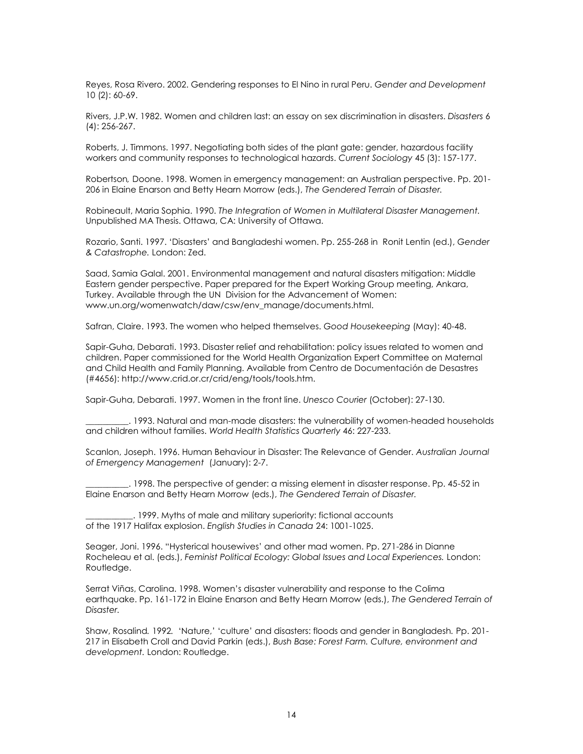Reyes, Rosa Rivero. 2002. Gendering responses to El Nino in rural Peru. *Gender and Development* 10 (2): 60-69.

Rivers, J.P.W. 1982. Women and children last: an essay on sex discrimination in disasters. *Disasters* 6 (4): 256-267.

Roberts, J. Timmons. 1997. Negotiating both sides of the plant gate: gender, hazardous facility workers and community responses to technological hazards. *Current Sociology* 45 (3): 157-177.

Robertson*,* Doone. 1998. Women in emergency management: an Australian perspective. Pp. 201-206 in Elaine Enarson and Betty Hearn Morrow (eds.), *The Gendered Terrain of Disaster.*

Robineault, Maria Sophia. 1990. *The Integration of Women in Multilateral Disaster Management.* Unpublished MA Thesis. Ottawa, CA: University of Ottawa.

Rozario, Santi. 1997. 'Disasters' and Bangladeshi women. Pp. 255-268 in Ronit Lentin (ed.), *Gender & Catastrophe.* London: Zed.

Saad, Samia Galal. 2001. Environmental management and natural disasters mitigation: Middle Eastern gender perspective. Paper prepared for the Expert Working Group meeting, Ankara, Turkey. Available through the UN Division for the Advancement of Women: www.un.org/womenwatch/daw/csw/env_manage/documents.html.

Safran, Claire. 1993. The women who helped themselves. *Good Housekeeping* (May): 40-48.

Sapir-Guha, Debarati. 1993. Disaster relief and rehabilitation: policy issues related to women and children. Paper commissioned for the World Health Organization Expert Committee on Maternal and Child Health and Family Planning. Available from Centro de Documentación de Desastres (#4656): http://www.crid.or.cr/crid/eng/tools/tools.htm.

Sapir-Guha, Debarati. 1997. Women in the front line. *Unesco Courier* (October): 27-130.

__________. 1993. Natural and man-made disasters: the vulnerability of women-headed households and children without families. *World Health Statistics Quarterly* 46: 227-233.

Scanlon, Joseph. 1996. Human Behaviour in Disaster: The Relevance of Gender. *Australian Journal of Emergency Management* (January): 2-7.

__________. 1998. The perspective of gender: a missing element in disaster response. Pp. 45-52 in Elaine Enarson and Betty Hearn Morrow (eds.), *The Gendered Terrain of Disaster.*

___________. 1999. Myths of male and military superiority: fictional accounts of the 1917 Halifax explosion. *English Studies in Canada* 24: 1001-1025.

Seager, Joni. 1996. "Hysterical housewives' and other mad women. Pp. 271-286 in Dianne Rocheleau et al. (eds.), *Feminist Political Ecology: Global Issues and Local Experiences.* London: Routledge.

Serrat Viñas, Carolina. 1998. Women's disaster vulnerability and response to the Colima earthquake. Pp. 161-172 in Elaine Enarson and Betty Hearn Morrow (eds.), *The Gendered Terrain of Disaster.*

Shaw, Rosalind*.* 1992*.* 'Nature,' 'culture' and disasters: floods and gender in Bangladesh*.* Pp. 201-217 in Elisabeth Croll and David Parkin (eds.), *Bush Base: Forest Farm. Culture, environment and development.* London: Routledge.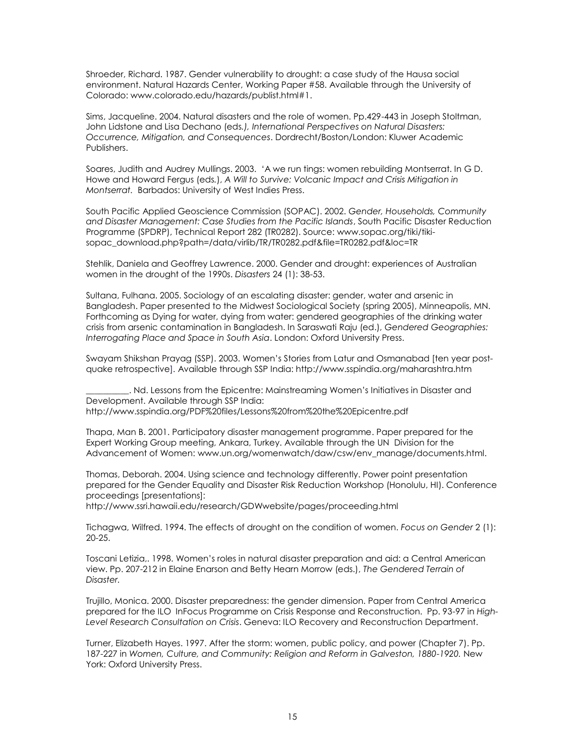Shroeder, Richard. 1987. Gender vulnerability to drought: a case study of the Hausa social environment. Natural Hazards Center, Working Paper #58. Available through the University of Colorado: www.colorado.edu/hazards/publist.html#1.

Sims, Jacqueline. 2004. Natural disasters and the role of women. Pp.429-443 in Joseph Stoltman, John Lidstone and Lisa Dechano (eds*.), International Perspectives on Natural Disasters: Occurrence, Mitigation, and Consequences*. Dordrecht/Boston/London: Kluwer Academic Publishers.

Soares, Judith and Audrey Mullings. 2003. 'A we run tings: women rebuilding Montserrat. In G D. Howe and Howard Fergus (eds.), *A Will to Survive: Volcanic Impact and Crisis Mitigation in Montserrat.* Barbados: University of West Indies Press.

South Pacific Applied Geoscience Commission (SOPAC). 2002. *Gender, Households, Community and Disaster Management: Case Studies from the Pacific Islands*, South Pacific Disaster Reduction Programme (SPDRP), Technical Report 282 (TR0282). Source: www.sopac.org/tiki/tiki-sopac_download.php?path=/data/virlib/TR/TR0282.pdf&file=TR0282.pdf&loc=TR

Stehlik, Daniela and Geoffrey Lawrence. 2000. Gender and drought: experiences of Australian women in the drought of the 1990s. *Disasters* 24 (1): 38-53.

Sultana, Fulhana. 2005. Sociology of an escalating disaster: gender, water and arsenic in Bangladesh. Paper presented to the Midwest Sociological Society (spring 2005), Minneapolis, MN. Forthcoming as Dying for water, dying from water: gendered geographies of the drinking water crisis from arsenic contamination in Bangladesh. In Saraswati Raju (ed.), *Gendered Geographies: Interrogating Place and Space in South Asia*. London: Oxford University Press.

Swayam Shikshan Prayag (SSP). 2003. Women's Stories from Latur and Osmanabad [ten year post-quake retrospective]. Available through SSP India: http://www.sspindia.org/maharashtra.htm

__________. Nd. Lessons from the Epicentre: Mainstreaming Women's Initiatives in Disaster and Development. Available through SSP India: http://www.sspindia.org/PDF%20files/Lessons%20from%20the%20Epicentre.pdf

Thapa, Man B. 2001. Participatory disaster management programme. Paper prepared for the Expert Working Group meeting, Ankara, Turkey. Available through the UN Division for the Advancement of Women: www.un.org/womenwatch/daw/csw/env_manage/documents.html.

Thomas, Deborah. 2004. Using science and technology differently. Power point presentation prepared for the Gender Equality and Disaster Risk Reduction Workshop (Honolulu, HI). Conference proceedings [presentations]: http://www.ssri.hawaii.edu/research/GDWwebsite/pages/proceeding.html

Tichagwa, Wilfred. 1994. The effects of drought on the condition of women. *Focus on Gender* 2 (1): 20-25.

Toscani Letizia,. 1998. Women's roles in natural disaster preparation and aid: a Central American view. Pp. 207-212 in Elaine Enarson and Betty Hearn Morrow (eds.), *The Gendered Terrain of Disaster*.

Trujillo, Monica. 2000. Disaster preparedness: the gender dimension. Paper from Central America prepared for the ILO InFocus Programme on Crisis Response and Reconstruction. Pp. 93-97 in *High-Level Research Consultation on Crisis*. Geneva: ILO Recovery and Reconstruction Department.

Turner, Elizabeth Hayes. 1997. After the storm: women, public policy, and power (Chapter 7). Pp. 187-227 in *Women, Culture, and Community: Religion and Reform in Galveston, 1880-1920.* New York: Oxford University Press.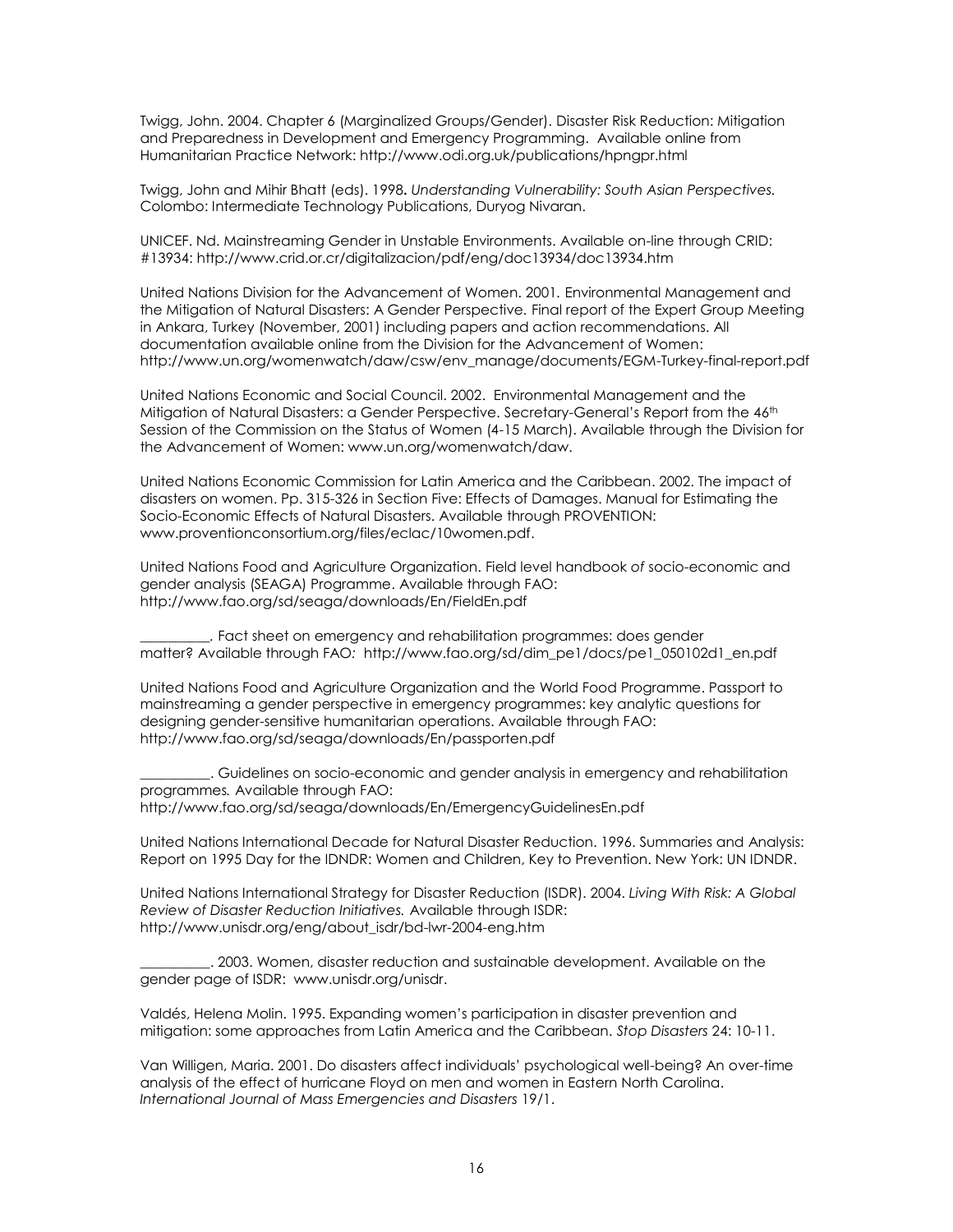Twigg, John. 2004. Chapter 6 (Marginalized Groups/Gender). Disaster Risk Reduction: Mitigation and Preparedness in Development and Emergency Programming. Available online from Humanitarian Practice Network: http://www.odi.org.uk/publications/hpngpr.html

Twigg, John and Mihir Bhatt (eds). 1998**.** *Understanding Vulnerability: South Asian Perspectives.* Colombo: Intermediate Technology Publications, Duryog Nivaran.

UNICEF. Nd. Mainstreaming Gender in Unstable Environments. Available on-line through CRID: #13934: http://www.crid.or.cr/digitalizacion/pdf/eng/doc13934/doc13934.htm

United Nations Division for the Advancement of Women. 2001. Environmental Management and the Mitigation of Natural Disasters: A Gender Perspective. Final report of the Expert Group Meeting in Ankara, Turkey (November, 2001) including papers and action recommendations. All documentation available online from the Division for the Advancement of Women: http://www.un.org/womenwatch/daw/csw/env_manage/documents/EGM-Turkey-final-report.pdf

United Nations Economic and Social Council. 2002. Environmental Management and the Mitigation of Natural Disasters: a Gender Perspective. Secretary-General's Report from the 46th Session of the Commission on the Status of Women (4-15 March). Available through the Division for the Advancement of Women: www.un.org/womenwatch/daw.

United Nations Economic Commission for Latin America and the Caribbean. 2002. The impact of disasters on women. Pp. 315-326 in Section Five: Effects of Damages. Manual for Estimating the Socio-Economic Effects of Natural Disasters. Available through PROVENTION: www.proventionconsortium.org/files/eclac/10women.pdf.

United Nations Food and Agriculture Organization. Field level handbook *of* socio-economic and gender analysis (SEAGA) Programme. Available through FAO: http://www.fao.org/sd/seaga/downloads/En/FieldEn.pdf

__________. Fact sheet on emergency and rehabilitation programmes: does gender matter? Available through FAO*:* http://www.fao.org/sd/dim_pe1/docs/pe1_050102d1_en.pdf

United Nations Food and Agriculture Organization and the World Food Programme. Passport to mainstreaming a gender perspective in emergency programmes: key analytic questions for designing gender-sensitive humanitarian operations. Available through FAO: http://www.fao.org/sd/seaga/downloads/En/passporten.pdf

__________. Guidelines on socio-economic and gender analysis in emergency and rehabilitation programmes*.* Available through FAO: http://www.fao.org/sd/seaga/downloads/En/EmergencyGuidelinesEn.pdf

United Nations International Decade for Natural Disaster Reduction. 1996. Summaries and Analysis: Report on 1995 Day for the IDNDR: Women and Children, Key to Prevention. New York: UN IDNDR.

United Nations International Strategy for Disaster Reduction (ISDR). 2004. *Living With Risk: A Global Review of Disaster Reduction Initiatives.* Available through ISDR: http://www.unisdr.org/eng/about_isdr/bd-lwr-2004-eng.htm

__________. 2003. Women, disaster reduction and sustainable development. Available on the gender page of ISDR: www.unisdr.org/unisdr.

Valdés, Helena Molin. 1995. Expanding women's participation in disaster prevention and mitigation: some approaches from Latin America and the Caribbean. *Stop Disasters* 24: 10-11.

Van Willigen, Maria. 2001. Do disasters affect individuals' psychological well-being? An over-time analysis of the effect of hurricane Floyd on men and women in Eastern North Carolina. *International Journal of Mass Emergencies and Disasters* 19/1.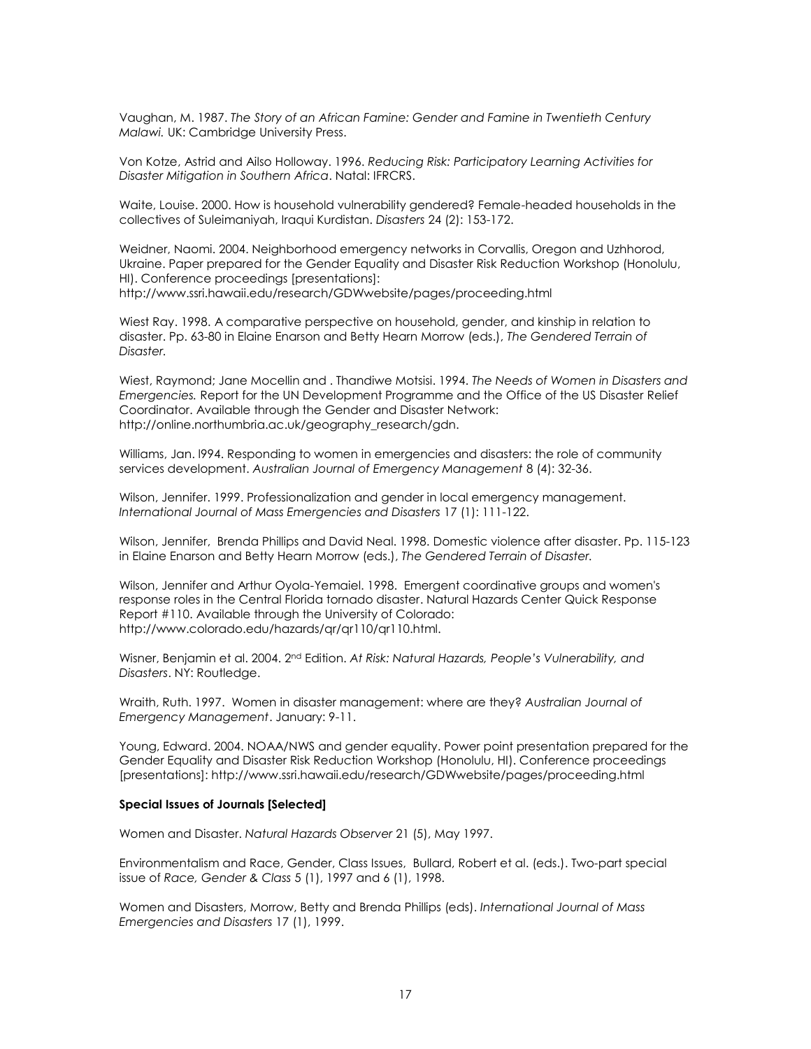Vaughan, M. 1987. *The Story of an African Famine: Gender and Famine in Twentieth Century Malawi.* UK: Cambridge University Press.

Von Kotze, Astrid and Ailso Holloway. 1996. *Reducing Risk: Participatory Learning Activities for Disaster Mitigation in Southern Africa*. Natal: IFRCRS.

Waite, Louise. 2000. How is household vulnerability gendered? Female-headed households in the collectives of Suleimaniyah, Iraqui Kurdistan. *Disasters* 24 (2): 153-172.

Weidner, Naomi. 2004. Neighborhood emergency networks in Corvallis, Oregon and Uzhhorod, Ukraine. Paper prepared for the Gender Equality and Disaster Risk Reduction Workshop (Honolulu, HI). Conference proceedings [presentations]: http://www.ssri.hawaii.edu/research/GDWwebsite/pages/proceeding.html

Wiest Ray. 1998. A comparative perspective on household, gender, and kinship in relation to disaster. Pp. 63-80 in Elaine Enarson and Betty Hearn Morrow (eds.), *The Gendered Terrain of Disaster.*

Wiest, Raymond; Jane Mocellin and . Thandiwe Motsisi. 1994. *The Needs of Women in Disasters and Emergencies.* Report for the UN Development Programme and the Office of the US Disaster Relief Coordinator. Available through the Gender and Disaster Network: http://online.northumbria.ac.uk/geography_research/gdn.

Williams, Jan. l994. Responding to women in emergencies and disasters: the role of community services development. *Australian Journal of Emergency Management* 8 (4): 32-36.

Wilson, Jennifer. 1999. Professionalization and gender in local emergency management. *International Journal of Mass Emergencies and Disasters* 17 (1): 111-122.

Wilson, Jennifer, Brenda Phillips and David Neal. 1998. Domestic violence after disaster. Pp. 115-123 in Elaine Enarson and Betty Hearn Morrow (eds.), *The Gendered Terrain of Disaster.*

Wilson, Jennifer and Arthur Oyola-Yemaiel. 1998. Emergent coordinative groups and women's response roles in the Central Florida tornado disaster. Natural Hazards Center Quick Response Report #110. Available through the University of Colorado: http://www.colorado.edu/hazards/qr/qr110/qr110.html.

Wisner, Benjamin et al. 2004. 2nd Edition. *At Risk: Natural Hazards, People's Vulnerability, and Disasters*. NY: Routledge.

Wraith, Ruth. 1997. Women in disaster management: where are they? *Australian Journal of Emergency Management*. January: 9-11.

Young, Edward. 2004. NOAA/NWS and gender equality. Power point presentation prepared for the Gender Equality and Disaster Risk Reduction Workshop (Honolulu, HI). Conference proceedings [presentations]: http://www.ssri.hawaii.edu/research/GDWwebsite/pages/proceeding.html

**Special Issues of Journals [Selected]**

Women and Disaster. *Natural Hazards Observer* 21 (5), May 1997.

Environmentalism and Race, Gender, Class Issues, Bullard, Robert et al. (eds.). Two-part special issue of *Race, Gender & Class* 5 (1), 1997 and 6 (1), 1998.

Women and Disasters, Morrow, Betty and Brenda Phillips (eds). *International Journal of Mass Emergencies and Disasters* 17 (1), 1999.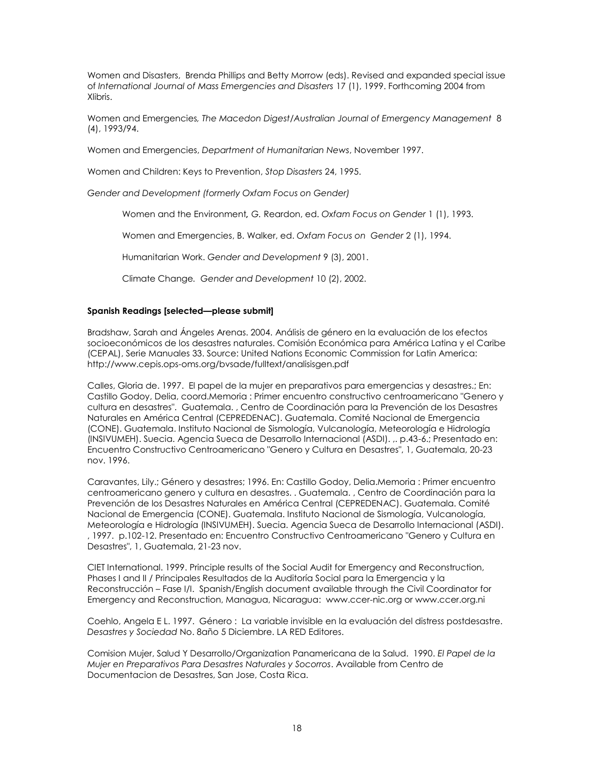Women and Disasters, Brenda Phillips and Betty Morrow (eds). Revised and expanded special issue of *International Journal of Mass Emergencies and Disasters* 17 (1), 1999. Forthcoming 2004 from Xlibris.

Women and Emergencies*, The Macedon Digest/Australian Journal of Emergency Management* 8 (4), 1993/94.

Women and Emergencies, *Department of Humanitarian News*, November 1997.

Women and Children: Keys to Prevention, *Stop Disasters* 24, 1995.

*Gender and Development (formerly Oxfam Focus on Gender)*

> Women and the Environment**,** *G.* Reardon, ed. *Oxfam Focus on Gender* 1 (1), 1993.
>
> Women and Emergencies, B. Walker, ed. *Oxfam Focus on Gender* 2 (1), 1994.
>
> Humanitarian Work. *Gender and Development* 9 (3), 2001.
>
> Climate Change*. Gender and Development* 10 (2), 2002.

**Spanish Readings [selected—please submit]**

Bradshaw, Sarah and Ángeles Arenas. 2004. Análisis de género en la evaluación de los efectos socioeconómicos de los desastres naturales. Comisión Económica para América Latina y el Caribe (CEPAL), Serie Manuales 33. Source: United Nations Economic Commission for Latin America: http://www.cepis.ops-oms.org/bvsade/fulltext/analisisgen.pdf

Calles, Gloria de. 1997. El papel de la mujer en preparativos para emergencias y desastres.; En: Castillo Godoy, Delia, coord.Memoria : Primer encuentro constructivo centroamericano "Genero y cultura en desastres". Guatemala. , Centro de Coordinación para la Prevención de los Desastres Naturales en América Central (CEPREDENAC). Guatemala. Comité Nacional de Emergencia (CONE). Guatemala. Instituto Nacional de Sismología, Vulcanología, Meteorología e Hidrología (INSIVUMEH). Suecia. Agencia Sueca de Desarrollo Internacional (ASDI). ,. p.43-6.; Presentado en: Encuentro Constructivo Centroamericano "Genero y Cultura en Desastres", 1, Guatemala, 20-23 nov. 1996.

Caravantes, Lily.; Género y desastres; 1996. En: Castillo Godoy, Delia.Memoria : Primer encuentro centroamericano genero y cultura en desastres. . Guatemala. , Centro de Coordinación para la Prevención de los Desastres Naturales en América Central (CEPREDENAC). Guatemala. Comité Nacional de Emergencia (CONE). Guatemala. Instituto Nacional de Sismología, Vulcanología, Meteorología e Hidrología (INSIVUMEH). Suecia. Agencia Sueca de Desarrollo Internacional (ASDI). , 1997. p.102-12. Presentado en: Encuentro Constructivo Centroamericano "Genero y Cultura en Desastres", 1, Guatemala, 21-23 nov.

CIET International. 1999. Principle results of the Social Audit for Emergency and Reconstruction, Phases I and II / Principales Resultados de la Auditoría Social para la Emergencia y la Reconstrucción – Fase I/I. Spanish/English document available through the Civil Coordinator for Emergency and Reconstruction, Managua, Nicaragua: www.ccer-nic.org or www.ccer.org.ni

Coehlo, Angela E L. 1997. Género : La variable invisible en la evaluación del distress postdesastre. *Desastres y Sociedad* No. 8año 5 Diciembre. LA RED Editores.

Comision Mujer, Salud Y Desarrollo/Organization Panamericana de la Salud. 1990. *El Papel de la Mujer en Preparativos Para Desastres Naturales y Socorros*. Available from Centro de Documentacion de Desastres, San Jose, Costa Rica.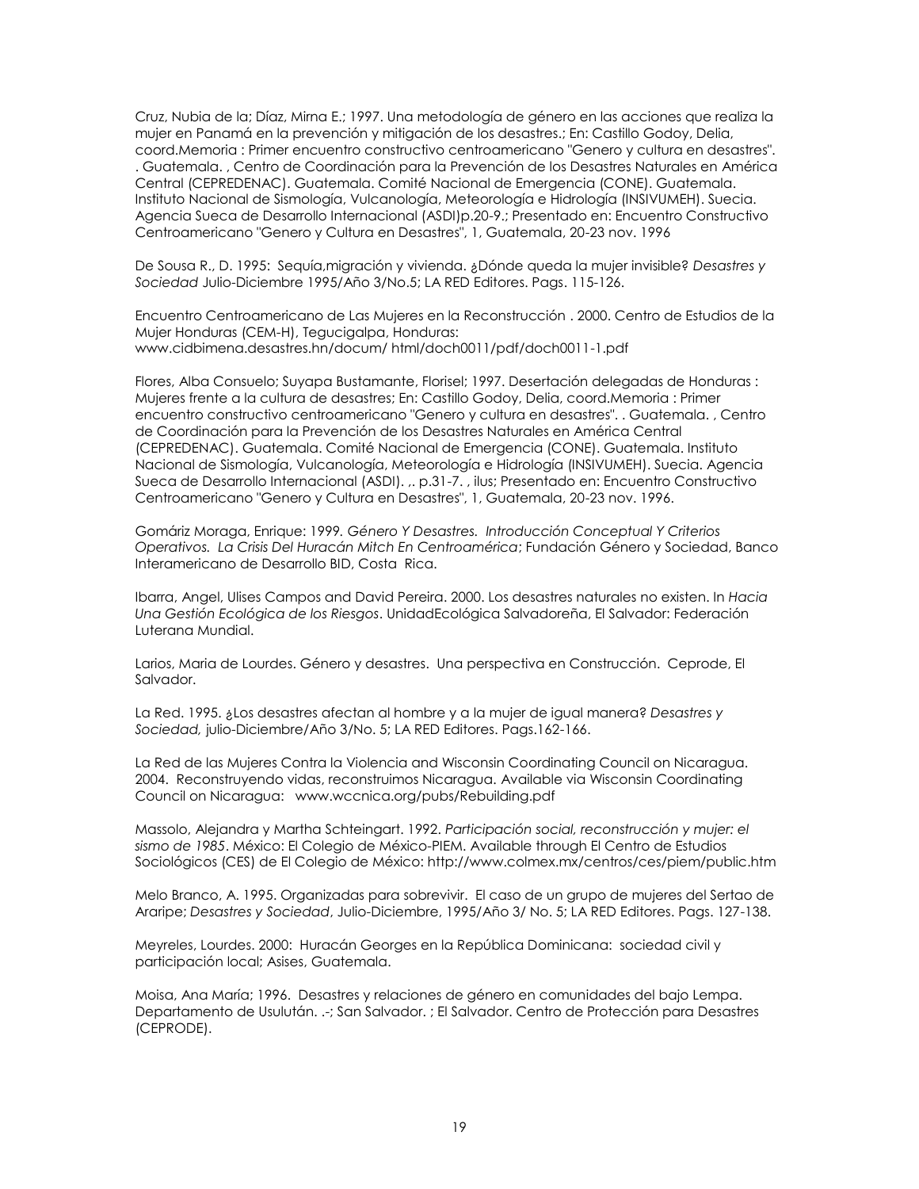Cruz, Nubia de la; Díaz, Mirna E.; 1997. Una metodología de género en las acciones que realiza la mujer en Panamá en la prevención y mitigación de los desastres.; En: Castillo Godoy, Delia, coord.Memoria : Primer encuentro constructivo centroamericano "Genero y cultura en desastres". . Guatemala. , Centro de Coordinación para la Prevención de los Desastres Naturales en América Central (CEPREDENAC). Guatemala. Comité Nacional de Emergencia (CONE). Guatemala. Instituto Nacional de Sismología, Vulcanología, Meteorología e Hidrología (INSIVUMEH). Suecia. Agencia Sueca de Desarrollo Internacional (ASDI)p.20-9.; Presentado en: Encuentro Constructivo Centroamericano "Genero y Cultura en Desastres", 1, Guatemala, 20-23 nov. 1996

De Sousa R., D. 1995: Sequía,migración y vivienda. ¿Dónde queda la mujer invisible? *Desastres y Sociedad* Julio-Diciembre 1995/Año 3/No.5; LA RED Editores. Pags. 115-126.

Encuentro Centroamericano de Las Mujeres en la Reconstrucción . 2000. Centro de Estudios de la Mujer Honduras (CEM-H), Tegucigalpa, Honduras: www.cidbimena.desastres.hn/docum/ html/doch0011/pdf/doch0011-1.pdf

Flores, Alba Consuelo; Suyapa Bustamante, Florisel; 1997. Desertación delegadas de Honduras : Mujeres frente a la cultura de desastres; En: Castillo Godoy, Delia, coord.Memoria : Primer encuentro constructivo centroamericano "Genero y cultura en desastres". . Guatemala. , Centro de Coordinación para la Prevención de los Desastres Naturales en América Central (CEPREDENAC). Guatemala. Comité Nacional de Emergencia (CONE). Guatemala. Instituto Nacional de Sismología, Vulcanología, Meteorología e Hidrología (INSIVUMEH). Suecia. Agencia Sueca de Desarrollo Internacional (ASDI). ,. p.31-7. , ilus; Presentado en: Encuentro Constructivo Centroamericano "Genero y Cultura en Desastres", 1, Guatemala, 20-23 nov. 1996.

Gomáriz Moraga, Enrique: 1999. *Género Y Desastres. Introducción Conceptual Y Criterios Operativos. La Crisis Del Huracán Mitch En Centroamérica*; Fundación Género y Sociedad, Banco Interamericano de Desarrollo BID, Costa Rica.

Ibarra, Angel, Ulises Campos and David Pereira. 2000. Los desastres naturales no existen. In *Hacia Una Gestión Ecológica de los Riesgos*. UnidadEcológica Salvadoreña, El Salvador: Federación Luterana Mundial.

Larios, Maria de Lourdes. Género y desastres. Una perspectiva en Construcción. Ceprode, El Salvador.

La Red. 1995. ¿Los desastres afectan al hombre y a la mujer de igual manera? *Desastres y Sociedad,* julio-Diciembre/Año 3/No. 5; LA RED Editores. Pags.162-166.

La Red de las Mujeres Contra la Violencia and Wisconsin Coordinating Council on Nicaragua. 2004. Reconstruyendo vidas, reconstruimos Nicaragua. Available via Wisconsin Coordinating Council on Nicaragua: www.wccnica.org/pubs/Rebuilding.pdf

Massolo, Alejandra y Martha Schteingart. 1992. *Participación social, reconstrucción y mujer: el sismo de 1985*. México: El Colegio de México-PIEM. Available through El Centro de Estudios Sociológicos (CES) de El Colegio de México: http://www.colmex.mx/centros/ces/piem/public.htm

Melo Branco, A. 1995. Organizadas para sobrevivir. El caso de un grupo de mujeres del Sertao de Araripe; *Desastres y Sociedad*, Julio-Diciembre, 1995/Año 3/ No. 5; LA RED Editores. Pags. 127-138.

Meyreles, Lourdes. 2000: Huracán Georges en la República Dominicana: sociedad civil y participación local; Asises, Guatemala.

Moisa, Ana María; 1996. Desastres y relaciones de género en comunidades del bajo Lempa. Departamento de Usulután. .-; San Salvador. ; El Salvador. Centro de Protección para Desastres (CEPRODE).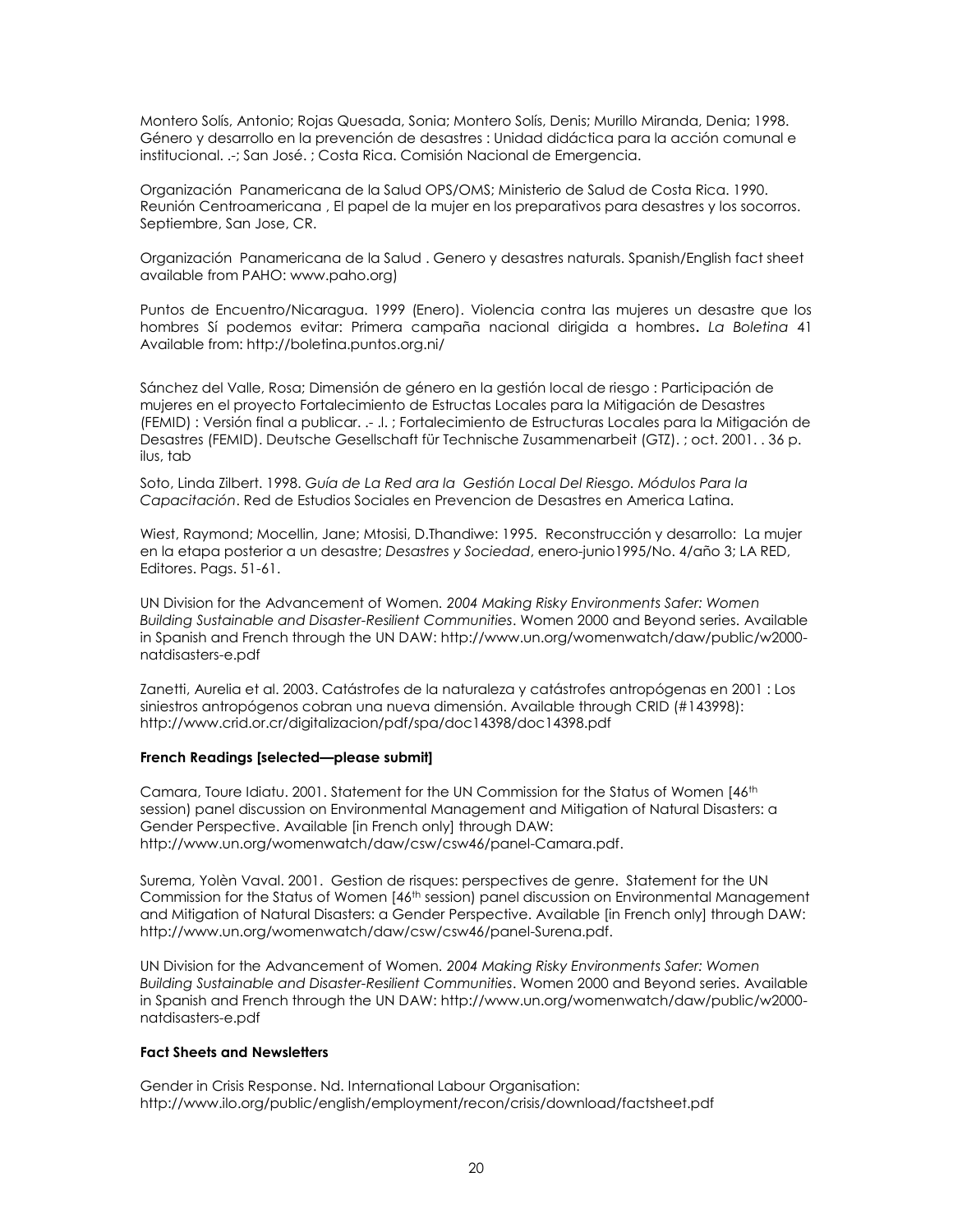Montero Solís, Antonio; Rojas Quesada, Sonia; Montero Solís, Denis; Murillo Miranda, Denia; 1998. Género y desarrollo en la prevención de desastres : Unidad didáctica para la acción comunal e institucional. .-; San José. ; Costa Rica. Comisión Nacional de Emergencia.

Organización Panamericana de la Salud OPS/OMS; Ministerio de Salud de Costa Rica. 1990. Reunión Centroamericana , El papel de la mujer en los preparativos para desastres y los socorros. Septiembre, San Jose, CR.

Organización Panamericana de la Salud . Genero y desastres naturals. Spanish/English fact sheet available from PAHO: www.paho.org)

Puntos de Encuentro/Nicaragua. 1999 (Enero). Violencia contra las mujeres un desastre que los hombres Sí podemos evitar: Primera campaña nacional dirigida a hombres**.** *La Boletina* 41 Available from: http://boletina.puntos.org.ni/

Sánchez del Valle, Rosa; Dimensión de género en la gestión local de riesgo : Participación de mujeres en el proyecto Fortalecimiento de Estructas Locales para la Mitigación de Desastres (FEMID) : Versión final a publicar. .- .l. ; Fortalecimiento de Estructuras Locales para la Mitigación de Desastres (FEMID). Deutsche Gesellschaft für Technische Zusammenarbeit (GTZ). ; oct. 2001. . 36 p. ilus, tab

Soto, Linda Zilbert. 1998. *Guía de La Red ara la Gestión Local Del Riesgo. Módulos Para la Capacitación*. Red de Estudios Sociales en Prevencion de Desastres en America Latina.

Wiest, Raymond; Mocellin, Jane; Mtosisi, D.Thandiwe: 1995. Reconstrucción y desarrollo: La mujer en la etapa posterior a un desastre; *Desastres y Sociedad*, enero-junio1995/No. 4/año 3; LA RED, Editores. Pags. 51-61.

UN Division for the Advancement of Women. *2004 Making Risky Environments Safer: Women Building Sustainable and Disaster-Resilient Communities*. Women 2000 and Beyond series. Available in Spanish and French through the UN DAW: http://www.un.org/womenwatch/daw/public/w2000-natdisasters-e.pdf

Zanetti, Aurelia et al. 2003. Catástrofes de la naturaleza y catástrofes antropógenas en 2001 : Los siniestros antropógenos cobran una nueva dimensión. Available through CRID (#143998): http://www.crid.or.cr/digitalizacion/pdf/spa/doc14398/doc14398.pdf

**French Readings [selected—please submit]**

Camara, Toure Idiatu. 2001. Statement for the UN Commission for the Status of Women [46th session) panel discussion on Environmental Management and Mitigation of Natural Disasters: a Gender Perspective. Available [in French only] through DAW: http://www.un.org/womenwatch/daw/csw/csw46/panel-Camara.pdf.

Surema, Yolèn Vaval. 2001. Gestion de risques: perspectives de genre. Statement for the UN Commission for the Status of Women [46th session) panel discussion on Environmental Management and Mitigation of Natural Disasters: a Gender Perspective. Available [in French only] through DAW: http://www.un.org/womenwatch/daw/csw/csw46/panel-Surena.pdf.

UN Division for the Advancement of Women. *2004 Making Risky Environments Safer: Women Building Sustainable and Disaster-Resilient Communities*. Women 2000 and Beyond series. Available in Spanish and French through the UN DAW: http://www.un.org/womenwatch/daw/public/w2000-natdisasters-e.pdf

**Fact Sheets and Newsletters**

Gender in Crisis Response. Nd. International Labour Organisation: http://www.ilo.org/public/english/employment/recon/crisis/download/factsheet.pdf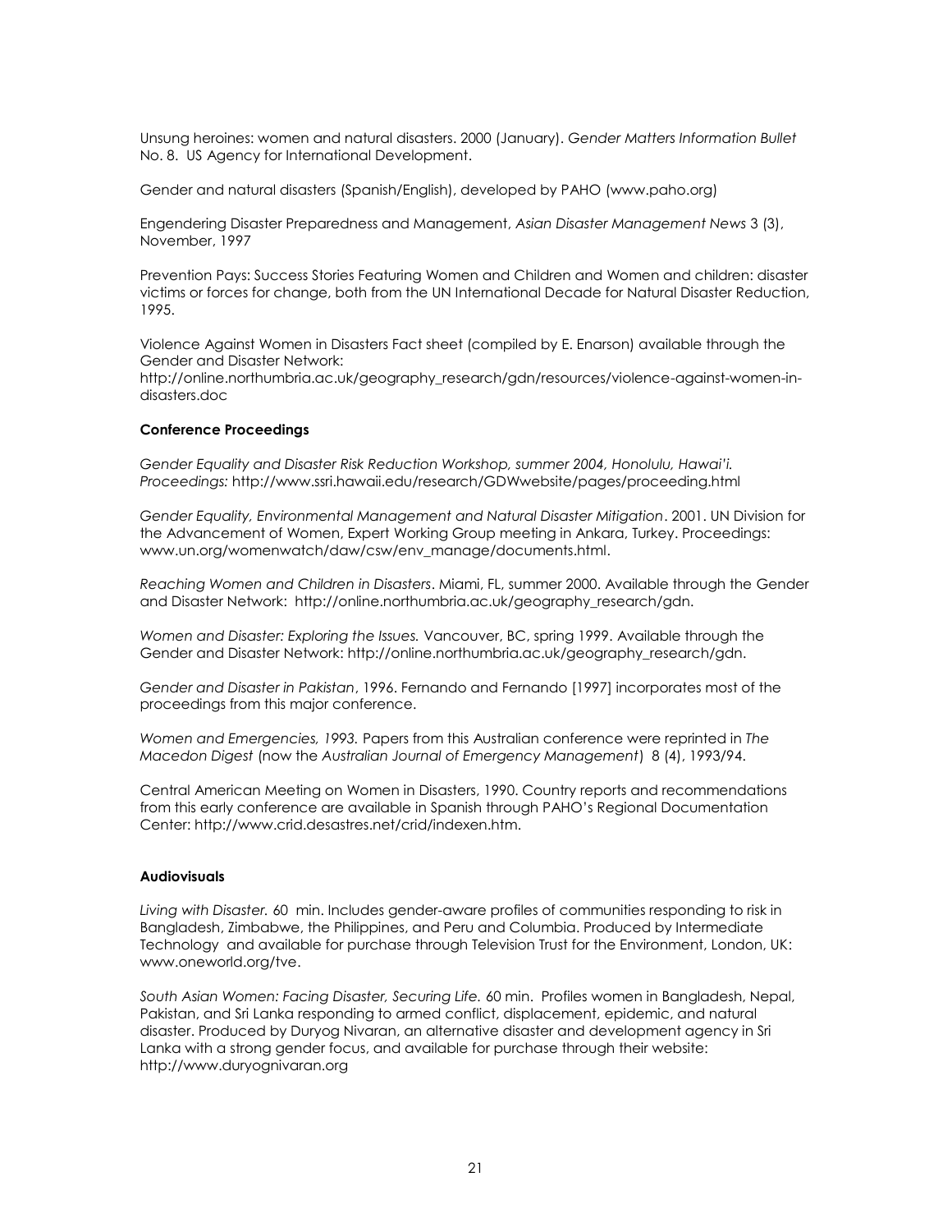Unsung heroines: women and natural disasters. 2000 (January). *Gender Matters Information Bullet* No. 8. US Agency for International Development.

Gender and natural disasters (Spanish/English), developed by PAHO (www.paho.org)

Engendering Disaster Preparedness and Management, *Asian Disaster Management News* 3 (3), November, 1997

Prevention Pays: Success Stories Featuring Women and Children and Women and children: disaster victims or forces for change, both from the UN International Decade for Natural Disaster Reduction, 1995.

Violence Against Women in Disasters Fact sheet (compiled by E. Enarson) available through the Gender and Disaster Network: http://online.northumbria.ac.uk/geography_research/gdn/resources/violence-against-women-in-disasters.doc

**Conference Proceedings**

*Gender Equality and Disaster Risk Reduction Workshop, summer 2004, Honolulu, Hawai'i. Proceedings:* http://www.ssri.hawaii.edu/research/GDWwebsite/pages/proceeding.html

*Gender Equality, Environmental Management and Natural Disaster Mitigation*. 2001. UN Division for the Advancement of Women, Expert Working Group meeting in Ankara, Turkey. Proceedings: www.un.org/womenwatch/daw/csw/env_manage/documents.html.

*Reaching Women and Children in Disasters*. Miami, FL, summer 2000. Available through the Gender and Disaster Network: http://online.northumbria.ac.uk/geography_research/gdn.

*Women and Disaster: Exploring the Issues.* Vancouver, BC, spring 1999. Available through the Gender and Disaster Network: http://online.northumbria.ac.uk/geography_research/gdn.

*Gender and Disaster in Pakistan*, 1996. Fernando and Fernando [1997] incorporates most of the proceedings from this major conference.

*Women and Emergencies, 1993.* Papers from this Australian conference were reprinted in *The Macedon Digest* (now the *Australian Journal of Emergency Management*) 8 (4), 1993/94.

Central American Meeting on Women in Disasters, 1990. Country reports and recommendations from this early conference are available in Spanish through PAHO's Regional Documentation Center: http://www.crid.desastres.net/crid/indexen.htm.

**Audiovisuals**

*Living with Disaster.* 60 min. Includes gender-aware profiles of communities responding to risk in Bangladesh, Zimbabwe, the Philippines, and Peru and Columbia. Produced by Intermediate Technology and available for purchase through Television Trust for the Environment, London, UK: www.oneworld.org/tve.

*South Asian Women: Facing Disaster, Securing Life.* 60 min. Profiles women in Bangladesh, Nepal, Pakistan, and Sri Lanka responding to armed conflict, displacement, epidemic, and natural disaster. Produced by Duryog Nivaran, an alternative disaster and development agency in Sri Lanka with a strong gender focus, and available for purchase through their website: http://www.duryognivaran.org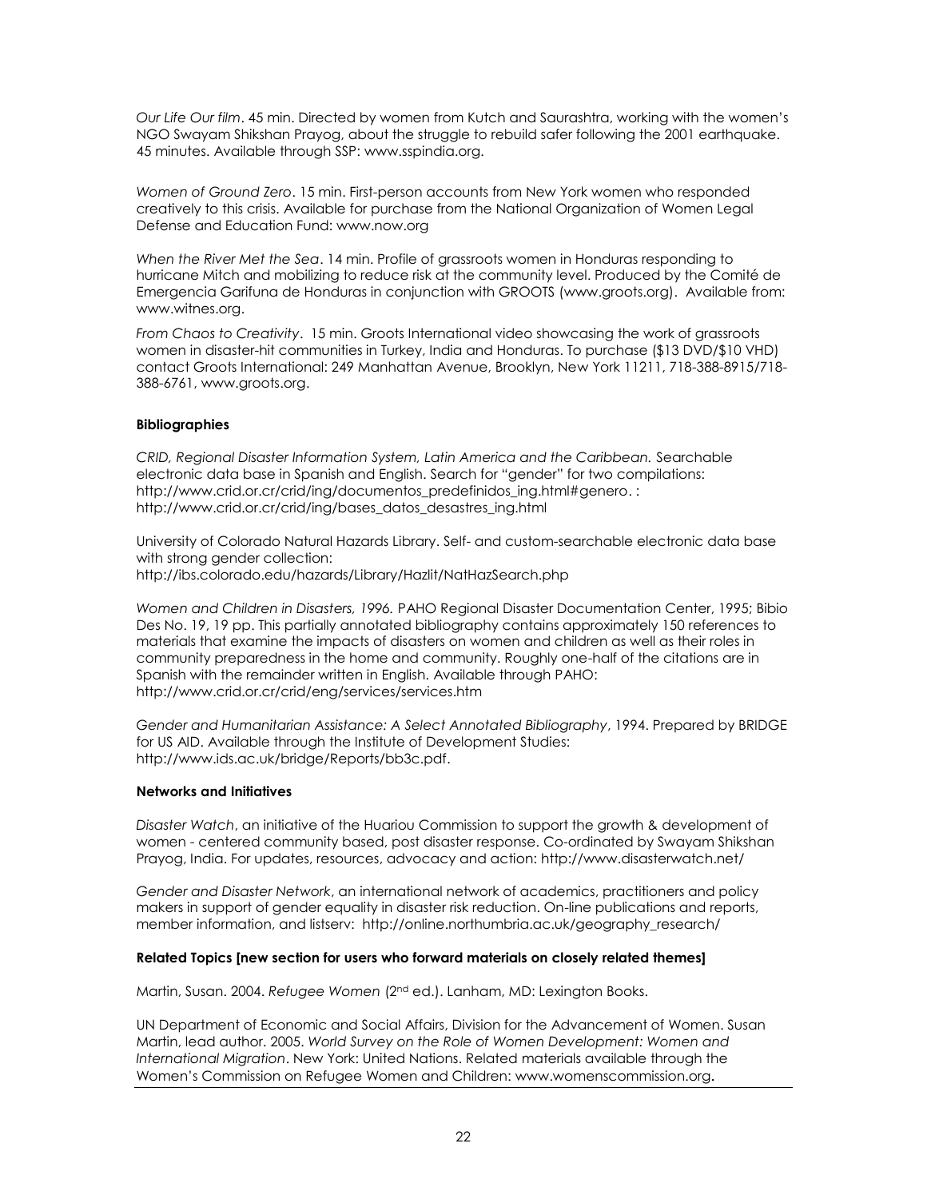*Our Life Our film*. 45 min. Directed by women from Kutch and Saurashtra, working with the women's NGO Swayam Shikshan Prayog, about the struggle to rebuild safer following the 2001 earthquake. 45 minutes. Available through SSP: www.sspindia.org.

*Women of Ground Zero*. 15 min. First-person accounts from New York women who responded creatively to this crisis. Available for purchase from the National Organization of Women Legal Defense and Education Fund: www.now.org

*When the River Met the Sea*. 14 min. Profile of grassroots women in Honduras responding to hurricane Mitch and mobilizing to reduce risk at the community level. Produced by the Comité de Emergencia Garifuna de Honduras in conjunction with GROOTS (www.groots.org). Available from: www.witnes.org.

*From Chaos to Creativity*. 15 min. Groots International video showcasing the work of grassroots women in disaster-hit communities in Turkey, India and Honduras. To purchase ($13 DVD/$10 VHD) contact Groots International: 249 Manhattan Avenue, Brooklyn, New York 11211, 718-388-8915/718-388-6761, www.groots.org.

**Bibliographies**

*CRID, Regional Disaster Information System, Latin America and the Caribbean.* Searchable electronic data base in Spanish and English. Search for "gender" for two compilations: http://www.crid.or.cr/crid/ing/documentos_predefinidos_ing.html#genero. : http://www.crid.or.cr/crid/ing/bases_datos_desastres_ing.html

University of Colorado Natural Hazards Library. Self- and custom-searchable electronic data base with strong gender collection:
http://ibs.colorado.edu/hazards/Library/Hazlit/NatHazSearch.php

*Women and Children in Disasters, 1996.* PAHO Regional Disaster Documentation Center, 1995; Bibio Des No. 19, 19 pp. This partially annotated bibliography contains approximately 150 references to materials that examine the impacts of disasters on women and children as well as their roles in community preparedness in the home and community. Roughly one-half of the citations are in Spanish with the remainder written in English. Available through PAHO: http://www.crid.or.cr/crid/eng/services/services.htm

*Gender and Humanitarian Assistance: A Select Annotated Bibliography*, 1994. Prepared by BRIDGE for US AID. Available through the Institute of Development Studies: http://www.ids.ac.uk/bridge/Reports/bb3c.pdf.

**Networks and Initiatives**

*Disaster Watch*, an initiative of the Huariou Commission to support the growth & development of women - centered community based, post disaster response. Co-ordinated by Swayam Shikshan Prayog, India. For updates, resources, advocacy and action: http://www.disasterwatch.net/

*Gender and Disaster Network*, an international network of academics, practitioners and policy makers in support of gender equality in disaster risk reduction. On-line publications and reports, member information, and listserv: http://online.northumbria.ac.uk/geography_research/

**Related Topics [new section for users who forward materials on closely related themes]**

Martin, Susan. 2004. *Refugee Women* (2nd ed.). Lanham, MD: Lexington Books.

UN Department of Economic and Social Affairs, Division for the Advancement of Women. Susan Martin, lead author. 2005. *World Survey on the Role of Women Development: Women and International Migration*. New York: United Nations. Related materials available through the Women's Commission on Refugee Women and Children: www.womenscommission.org.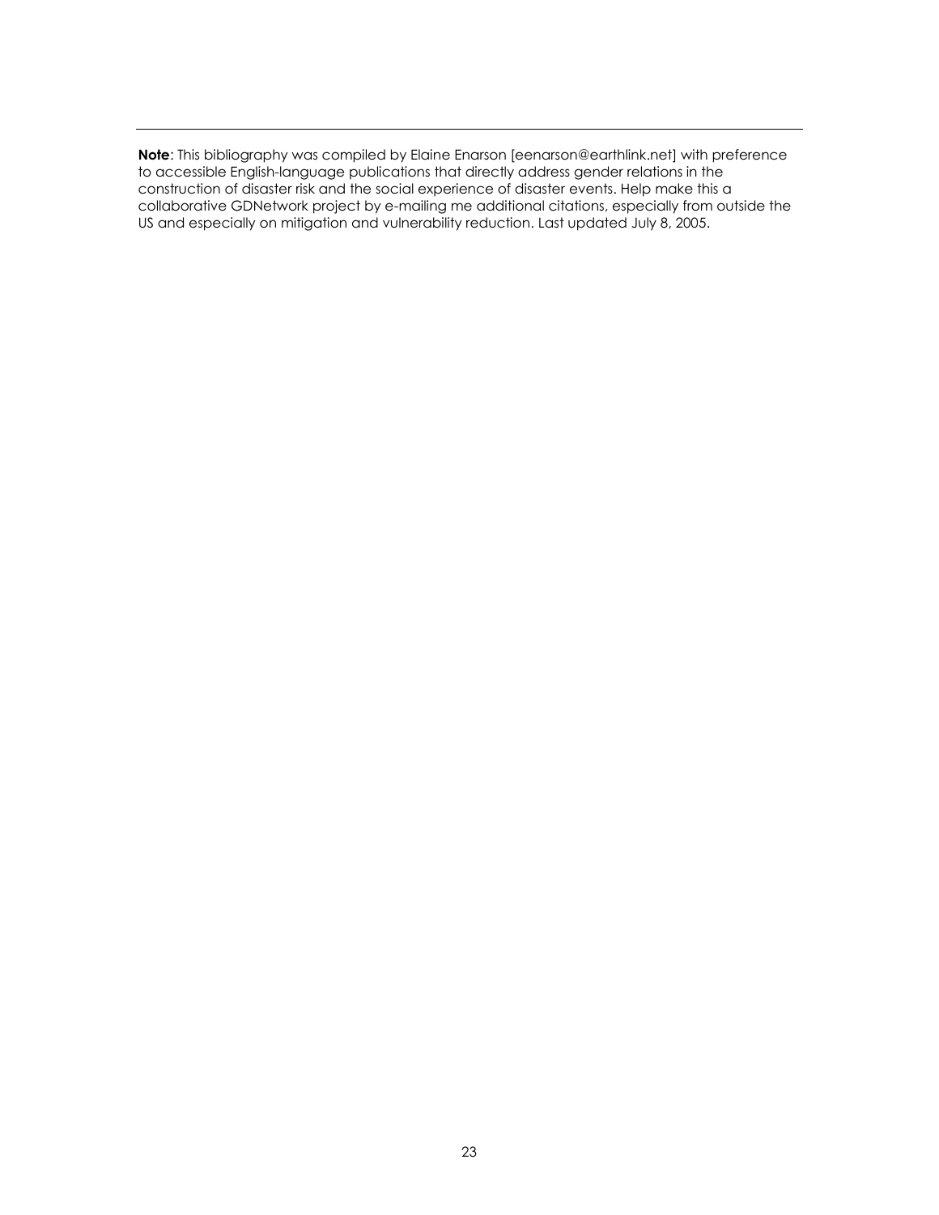---

**Note**: This bibliography was compiled by Elaine Enarson [eenarson@earthlink.net] with preference to accessible English-language publications that directly address gender relations in the construction of disaster risk and the social experience of disaster events. Help make this a collaborative GDNetwork project by e-mailing me additional citations, especially from outside the US and especially on mitigation and vulnerability reduction. Last updated July 8, 2005.